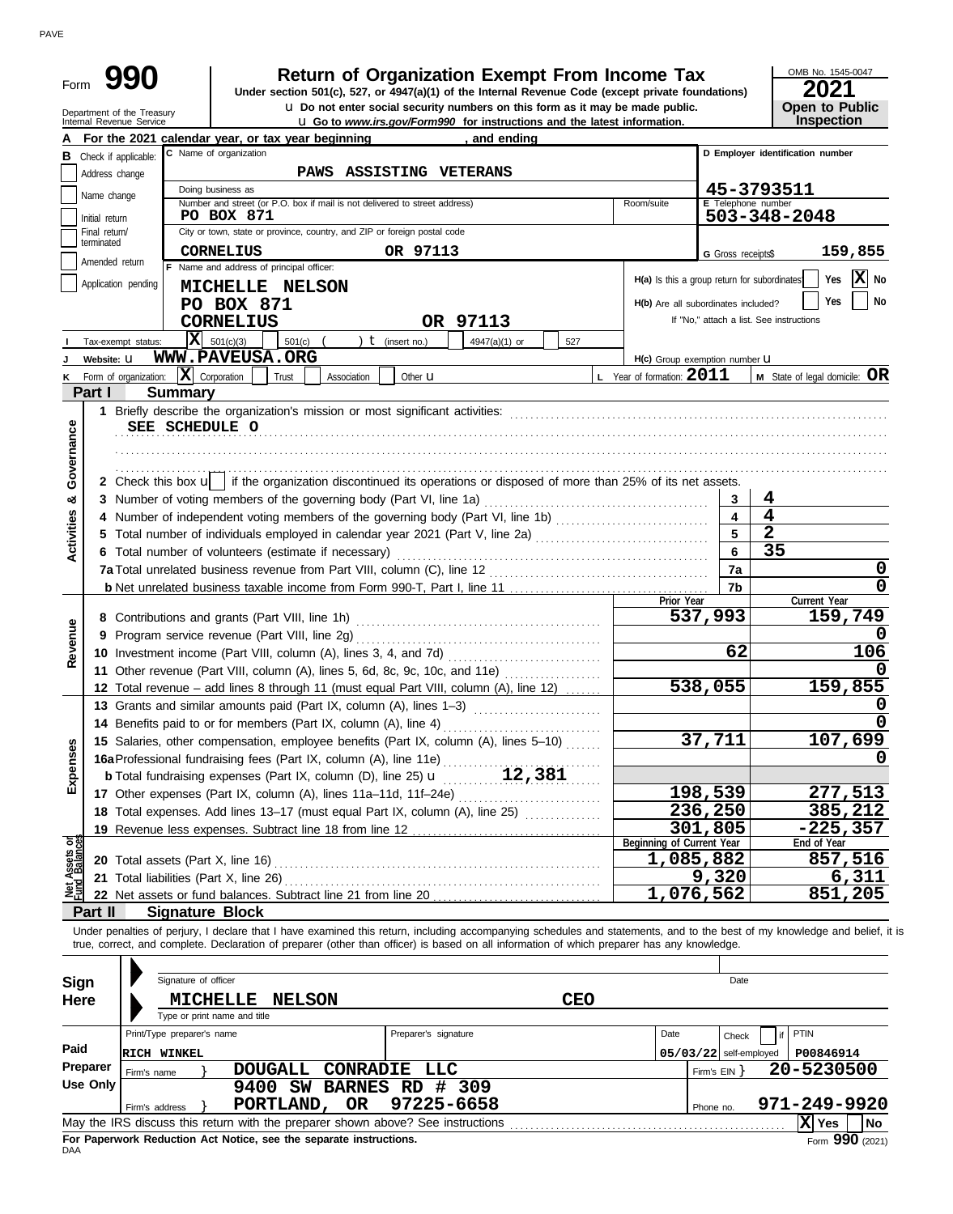PAVE

# Form 990

## Return of Organization Exempt From Income Tax

**Under section 501(c), 527, or 4947(a)(1) of the Internal Revenue Code (except private foundations)**

u Do not enter social security numbers on this form as it may be made public.

u Go to *www.irs.gov/Form990* for instructions and the latest information.

Department of the Treasury
Internal Revenue Service

OMB No. 1545-0047

**2021**

**Open to Public Inspection**

**A** For the 2021 calendar year, or tax year beginning , and ending

**B** Check if applicable:
- Address change
- Name change
- Initial return
- Final return/terminated
- Amended return
- Application pending

**C** Name of organization: **PAWS ASSISTING VETERANS**

Doing business as

Number and street (or P.O. box if mail is not delivered to street address): **PO BOX 871** Room/suite

City or town, state or province, country, and ZIP or foreign postal code: **CORNELIUS OR 97113**

**D** Employer identification number: **45-3793511**

**E** Telephone number: **503-348-2048**

**G** Gross receipts$ **159,855**

**F** Name and address of principal officer:
**MICHELLE NELSON**
**PO BOX 871**
**CORNELIUS OR 97113**

**H(a)** Is this a group return for subordinates? Yes [ ] No [X]

**H(b)** Are all subordinates included? Yes [ ] No [ ]
If "No," attach a list. See instructions

**I** Tax-exempt status: [X] 501(c)(3) [ ] 501(c) ( ) t (insert no.) [ ] 4947(a)(1) or [ ] 527

**J** Website: u **WWW.PAVEUSA.ORG**

**H(c)** Group exemption number u

**K** Form of organization: [X] Corporation [ ] Trust [ ] Association [ ] Other u

**L** Year of formation: **2011**

**M** State of legal domicile: **OR**

## Part I Summary

**Activities & Governance**

1 Briefly describe the organization's mission or most significant activities:
**SEE SCHEDULE O**

2 Check this box u [ ] if the organization discontinued its operations or disposed of more than 25% of its net assets.

| | | | |
|---|---|---|---|
| 3 | Number of voting members of the governing body (Part VI, line 1a) | 3 | 4 |
| 4 | Number of independent voting members of the governing body (Part VI, line 1b) | 4 | 4 |
| 5 | Total number of individuals employed in calendar year 2021 (Part V, line 2a) | 5 | 2 |
| 6 | Total number of volunteers (estimate if necessary) | 6 | 35 |
| 7a | Total unrelated business revenue from Part VIII, column (C), line 12 | 7a | 0 |
| b | Net unrelated business taxable income from Form 990-T, Part I, line 11 | 7b | 0 |

| | | Prior Year | Current Year |
|---|---|---|---|
| **Revenue** | | | |
| 8 | Contributions and grants (Part VIII, line 1h) | 537,993 | 159,749 |
| 9 | Program service revenue (Part VIII, line 2g) | | 0 |
| 10 | Investment income (Part VIII, column (A), lines 3, 4, and 7d) | 62 | 106 |
| 11 | Other revenue (Part VIII, column (A), lines 5, 6d, 8c, 9c, 10c, and 11e) | | 0 |
| 12 | Total revenue – add lines 8 through 11 (must equal Part VIII, column (A), line 12) | 538,055 | 159,855 |
| **Expenses** | | | |
| 13 | Grants and similar amounts paid (Part IX, column (A), lines 1–3) | | 0 |
| 14 | Benefits paid to or for members (Part IX, column (A), line 4) | | 0 |
| 15 | Salaries, other compensation, employee benefits (Part IX, column (A), lines 5–10) | 37,711 | 107,699 |
| 16a | Professional fundraising fees (Part IX, column (A), line 11e) | | 0 |
| b | Total fundraising expenses (Part IX, column (D), line 25) u 12,381 | | |
| 17 | Other expenses (Part IX, column (A), lines 11a–11d, 11f–24e) | 198,539 | 277,513 |
| 18 | Total expenses. Add lines 13–17 (must equal Part IX, column (A), line 25) | 236,250 | 385,212 |
| 19 | Revenue less expenses. Subtract line 18 from line 12 | 301,805 | -225,357 |

| **Net Assets or Fund Balances** | | Beginning of Current Year | End of Year |
|---|---|---|---|
| 20 | Total assets (Part X, line 16) | 1,085,882 | 857,516 |
| 21 | Total liabilities (Part X, line 26) | 9,320 | 6,311 |
| 22 | Net assets or fund balances. Subtract line 21 from line 20 | 1,076,562 | 851,205 |

## Part II Signature Block

Under penalties of perjury, I declare that I have examined this return, including accompanying schedules and statements, and to the best of my knowledge and belief, it is true, correct, and complete. Declaration of preparer (other than officer) is based on all information of which preparer has any knowledge.

**Sign Here**

Signature of officer — Date

**MICHELLE NELSON CEO**
Type or print name and title

**Paid Preparer Use Only**

| Print/Type preparer's name | Preparer's signature | Date | Check [ ] if self-employed | PTIN |
|---|---|---|---|---|
| RICH WINKEL | | 05/03/22 | | P00846914 |

Firm's name } **DOUGALL CONRADIE LLC** — Firm's EIN } **20-5230500**

Firm's address } **9400 SW BARNES RD # 309, PORTLAND, OR 97225-6658** — Phone no. **971-249-9920**

May the IRS discuss this return with the preparer shown above? See instructions [X] Yes [ ] No

**For Paperwork Reduction Act Notice, see the separate instructions.**

DAA Form **990** (2021)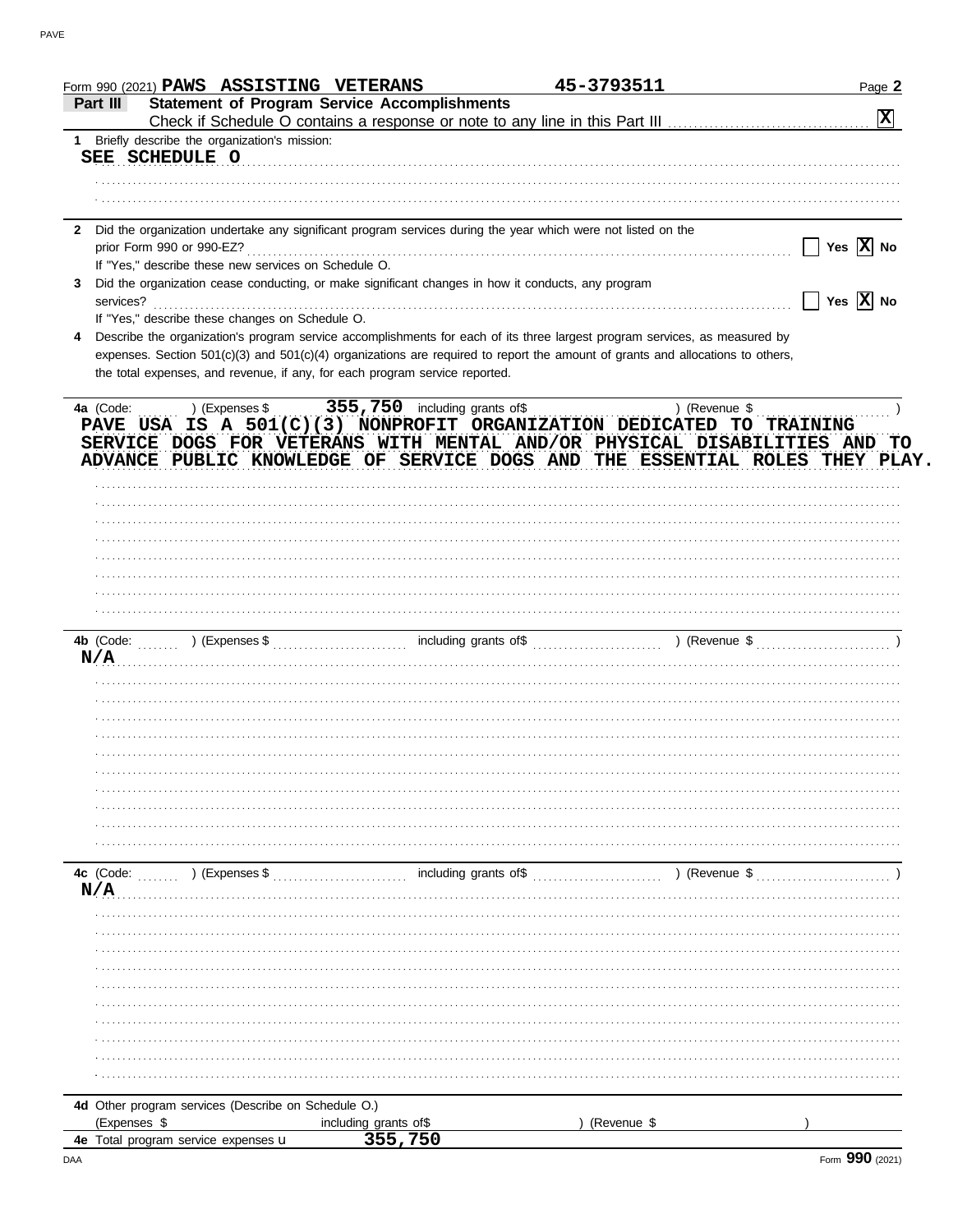Form 990 (2021) **PAWS ASSISTING VETERANS** **45-3793511** Page **2**

**Part III** **Statement of Program Service Accomplishments**

Check if Schedule O contains a response or note to any line in this Part III .......... [X]

**1** Briefly describe the organization's mission:

SEE SCHEDULE O

**2** Did the organization undertake any significant program services during the year which were not listed on the prior Form 990 or 990-EZ? .......... [ ] Yes [X] No

If "Yes," describe these new services on Schedule O.

**3** Did the organization cease conducting, or make significant changes in how it conducts, any program services? .......... [ ] Yes [X] No

If "Yes," describe these changes on Schedule O.

**4** Describe the organization's program service accomplishments for each of its three largest program services, as measured by expenses. Section 501(c)(3) and 501(c)(4) organizations are required to report the amount of grants and allocations to others, the total expenses, and revenue, if any, for each program service reported.

**4a** (Code: ) (Expenses $ 355,750 including grants of$ ) (Revenue $ )

PAVE USA IS A 501(C)(3) NONPROFIT ORGANIZATION DEDICATED TO TRAINING SERVICE DOGS FOR VETERANS WITH MENTAL AND/OR PHYSICAL DISABILITIES AND TO ADVANCE PUBLIC KNOWLEDGE OF SERVICE DOGS AND THE ESSENTIAL ROLES THEY PLAY.

**4b** (Code: ) (Expenses $ including grants of$ ) (Revenue $ )

N/A

**4c** (Code: ) (Expenses $ including grants of$ ) (Revenue $ )

N/A

**4d** Other program services (Describe on Schedule O.)

(Expenses $ including grants of$ ) (Revenue $ )

**4e** Total program service expenses 355,750

DAA Form **990** (2021)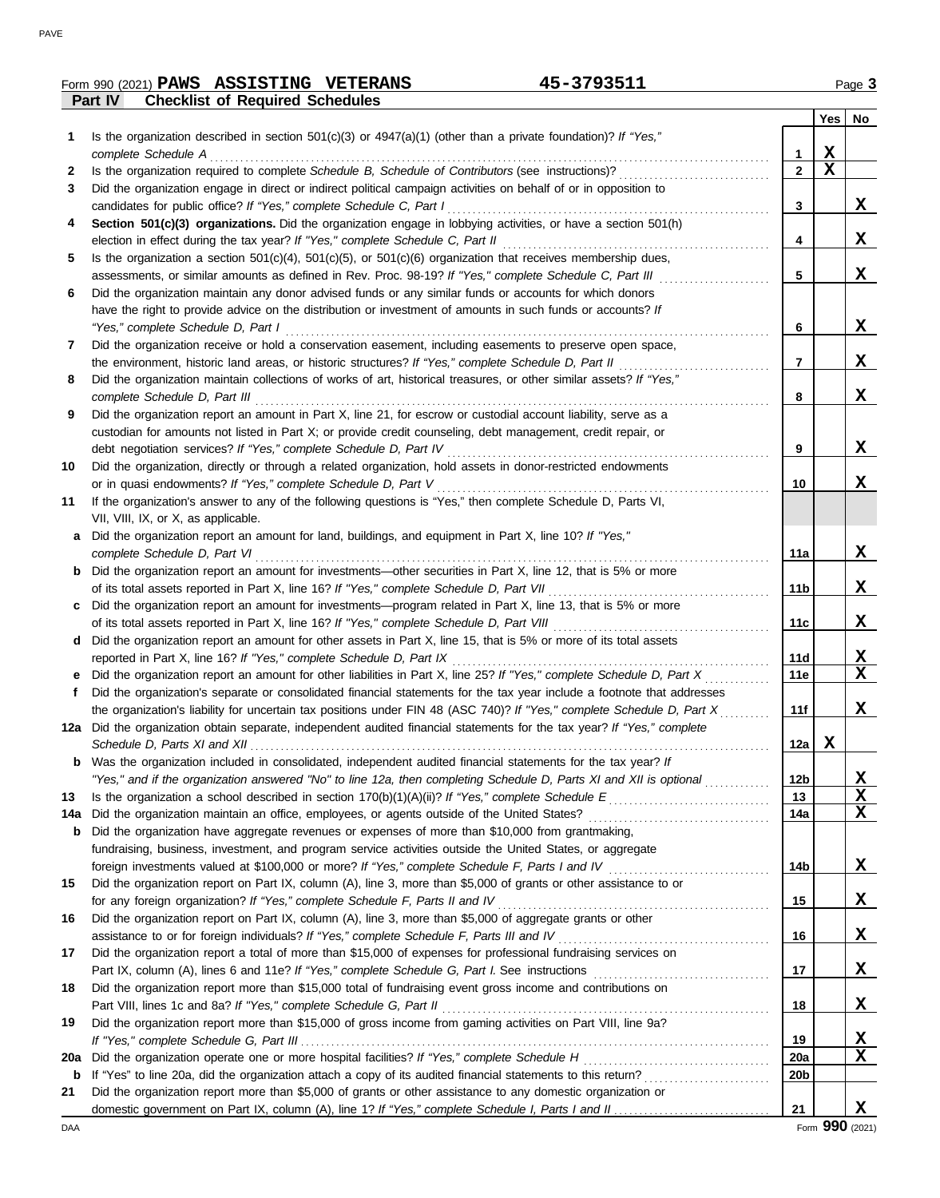Form 990 (2021) **PAWS ASSISTING VETERANS** **45-3793511** Page **3**

## Part IV Checklist of Required Schedules

| | | | Yes | No |
|---|---|---|---|---|
| **1** | Is the organization described in section 501(c)(3) or 4947(a)(1) (other than a private foundation)? *If "Yes," complete Schedule A* | 1 | X | |
| **2** | Is the organization required to complete *Schedule B, Schedule of Contributors* (see instructions)? | 2 | X | |
| **3** | Did the organization engage in direct or indirect political campaign activities on behalf of or in opposition to candidates for public office? *If "Yes," complete Schedule C, Part I* | 3 | | X |
| **4** | **Section 501(c)(3) organizations.** Did the organization engage in lobbying activities, or have a section 501(h) election in effect during the tax year? *If "Yes," complete Schedule C, Part II* | 4 | | X |
| **5** | Is the organization a section 501(c)(4), 501(c)(5), or 501(c)(6) organization that receives membership dues, assessments, or similar amounts as defined in Rev. Proc. 98-19? *If "Yes," complete Schedule C, Part III* | 5 | | X |
| **6** | Did the organization maintain any donor advised funds or any similar funds or accounts for which donors have the right to provide advice on the distribution or investment of amounts in such funds or accounts? *If "Yes," complete Schedule D, Part I* | 6 | | X |
| **7** | Did the organization receive or hold a conservation easement, including easements to preserve open space, the environment, historic land areas, or historic structures? *If "Yes," complete Schedule D, Part II* | 7 | | X |
| **8** | Did the organization maintain collections of works of art, historical treasures, or other similar assets? *If "Yes," complete Schedule D, Part III* | 8 | | X |
| **9** | Did the organization report an amount in Part X, line 21, for escrow or custodial account liability, serve as a custodian for amounts not listed in Part X; or provide credit counseling, debt management, credit repair, or debt negotiation services? *If "Yes," complete Schedule D, Part IV* | 9 | | X |
| **10** | Did the organization, directly or through a related organization, hold assets in donor-restricted endowments or in quasi endowments? *If "Yes," complete Schedule D, Part V* | 10 | | X |
| **11** | If the organization's answer to any of the following questions is "Yes," then complete Schedule D, Parts VI, VII, VIII, IX, or X, as applicable. | | | |
| **a** | Did the organization report an amount for land, buildings, and equipment in Part X, line 10? *If "Yes," complete Schedule D, Part VI* | 11a | | X |
| **b** | Did the organization report an amount for investments—other securities in Part X, line 12, that is 5% or more of its total assets reported in Part X, line 16? *If "Yes," complete Schedule D, Part VII* | 11b | | X |
| **c** | Did the organization report an amount for investments—program related in Part X, line 13, that is 5% or more of its total assets reported in Part X, line 16? *If "Yes," complete Schedule D, Part VIII* | 11c | | X |
| **d** | Did the organization report an amount for other assets in Part X, line 15, that is 5% or more of its total assets reported in Part X, line 16? *If "Yes," complete Schedule D, Part IX* | 11d | | X |
| **e** | Did the organization report an amount for other liabilities in Part X, line 25? *If "Yes," complete Schedule D, Part X* | 11e | | X |
| **f** | Did the organization's separate or consolidated financial statements for the tax year include a footnote that addresses the organization's liability for uncertain tax positions under FIN 48 (ASC 740)? *If "Yes," complete Schedule D, Part X* | 11f | | X |
| **12a** | Did the organization obtain separate, independent audited financial statements for the tax year? *If "Yes," complete Schedule D, Parts XI and XII* | 12a | X | |
| **b** | Was the organization included in consolidated, independent audited financial statements for the tax year? *If "Yes," and if the organization answered "No" to line 12a, then completing Schedule D, Parts XI and XII is optional* | 12b | | X |
| **13** | Is the organization a school described in section 170(b)(1)(A)(ii)? *If "Yes," complete Schedule E* | 13 | | X |
| **14a** | Did the organization maintain an office, employees, or agents outside of the United States? | 14a | | X |
| **b** | Did the organization have aggregate revenues or expenses of more than $10,000 from grantmaking, fundraising, business, investment, and program service activities outside the United States, or aggregate foreign investments valued at $100,000 or more? *If "Yes," complete Schedule F, Parts I and IV* | 14b | | X |
| **15** | Did the organization report on Part IX, column (A), line 3, more than $5,000 of grants or other assistance to or for any foreign organization? *If "Yes," complete Schedule F, Parts II and IV* | 15 | | X |
| **16** | Did the organization report on Part IX, column (A), line 3, more than $5,000 of aggregate grants or other assistance to or for foreign individuals? *If "Yes," complete Schedule F, Parts III and IV* | 16 | | X |
| **17** | Did the organization report a total of more than $15,000 of expenses for professional fundraising services on Part IX, column (A), lines 6 and 11e? *If "Yes," complete Schedule G, Part I.* See instructions | 17 | | X |
| **18** | Did the organization report more than $15,000 total of fundraising event gross income and contributions on Part VIII, lines 1c and 8a? *If "Yes," complete Schedule G, Part II* | 18 | | X |
| **19** | Did the organization report more than $15,000 of gross income from gaming activities on Part VIII, line 9a? *If "Yes," complete Schedule G, Part III* | 19 | | X |
| **20a** | Did the organization operate one or more hospital facilities? *If "Yes," complete Schedule H* | 20a | | X |
| **b** | If "Yes" to line 20a, did the organization attach a copy of its audited financial statements to this return? | 20b | | |
| **21** | Did the organization report more than $5,000 of grants or other assistance to any domestic organization or domestic government on Part IX, column (A), line 1? *If "Yes," complete Schedule I, Parts I and II* | 21 | | X |

DAA Form **990** (2021)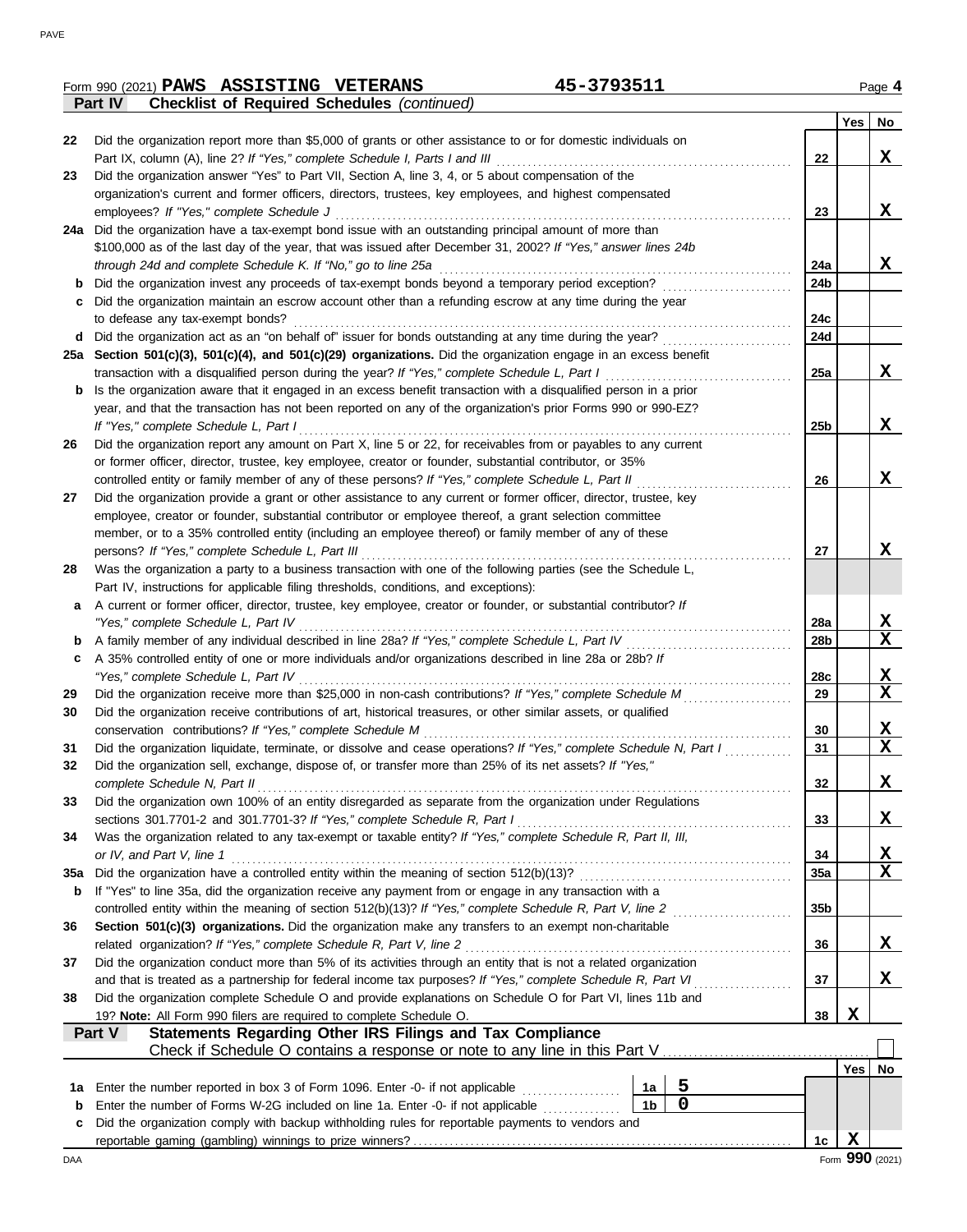Form 990 (2021) **PAWS ASSISTING VETERANS** **45-3793511** Page **4**

**Part IV** **Checklist of Required Schedules** *(continued)*

| | | | Yes | No |
|---|---|---|---|---|
| 22 | Did the organization report more than $5,000 of grants or other assistance to or for domestic individuals on Part IX, column (A), line 2? *If "Yes," complete Schedule I, Parts I and III* | 22 | | X |
| 23 | Did the organization answer "Yes" to Part VII, Section A, line 3, 4, or 5 about compensation of the organization's current and former officers, directors, trustees, key employees, and highest compensated employees? *If "Yes," complete Schedule J* | 23 | | X |
| 24a | Did the organization have a tax-exempt bond issue with an outstanding principal amount of more than $100,000 as of the last day of the year, that was issued after December 31, 2002? *If "Yes," answer lines 24b through 24d and complete Schedule K. If "No," go to line 25a* | 24a | | X |
| b | Did the organization invest any proceeds of tax-exempt bonds beyond a temporary period exception? | 24b | | |
| c | Did the organization maintain an escrow account other than a refunding escrow at any time during the year to defease any tax-exempt bonds? | 24c | | |
| d | Did the organization act as an "on behalf of" issuer for bonds outstanding at any time during the year? | 24d | | |
| 25a | **Section 501(c)(3), 501(c)(4), and 501(c)(29) organizations.** Did the organization engage in an excess benefit transaction with a disqualified person during the year? *If "Yes," complete Schedule L, Part I* | 25a | | X |
| b | Is the organization aware that it engaged in an excess benefit transaction with a disqualified person in a prior year, and that the transaction has not been reported on any of the organization's prior Forms 990 or 990-EZ? *If "Yes," complete Schedule L, Part I* | 25b | | X |
| 26 | Did the organization report any amount on Part X, line 5 or 22, for receivables from or payables to any current or former officer, director, trustee, key employee, creator or founder, substantial contributor, or 35% controlled entity or family member of any of these persons? *If "Yes," complete Schedule L, Part II* | 26 | | X |
| 27 | Did the organization provide a grant or other assistance to any current or former officer, director, trustee, key employee, creator or founder, substantial contributor or employee thereof, a grant selection committee member, or to a 35% controlled entity (including an employee thereof) or family member of any of these persons? *If "Yes," complete Schedule L, Part III* | 27 | | X |
| 28 | Was the organization a party to a business transaction with one of the following parties (see the Schedule L, Part IV, instructions for applicable filing thresholds, conditions, and exceptions): | | | |
| a | A current or former officer, director, trustee, key employee, creator or founder, or substantial contributor? *If "Yes," complete Schedule L, Part IV* | 28a | | X |
| b | A family member of any individual described in line 28a? *If "Yes," complete Schedule L, Part IV* | 28b | | X |
| c | A 35% controlled entity of one or more individuals and/or organizations described in line 28a or 28b? *If "Yes," complete Schedule L, Part IV* | 28c | | X |
| 29 | Did the organization receive more than $25,000 in non-cash contributions? *If "Yes," complete Schedule M* | 29 | | X |
| 30 | Did the organization receive contributions of art, historical treasures, or other similar assets, or qualified conservation contributions? *If "Yes," complete Schedule M* | 30 | | X |
| 31 | Did the organization liquidate, terminate, or dissolve and cease operations? *If "Yes," complete Schedule N, Part I* | 31 | | X |
| 32 | Did the organization sell, exchange, dispose of, or transfer more than 25% of its net assets? *If "Yes," complete Schedule N, Part II* | 32 | | X |
| 33 | Did the organization own 100% of an entity disregarded as separate from the organization under Regulations sections 301.7701-2 and 301.7701-3? *If "Yes," complete Schedule R, Part I* | 33 | | X |
| 34 | Was the organization related to any tax-exempt or taxable entity? *If "Yes," complete Schedule R, Part II, III, or IV, and Part V, line 1* | 34 | | X |
| 35a | Did the organization have a controlled entity within the meaning of section 512(b)(13)? | 35a | | X |
| b | If "Yes" to line 35a, did the organization receive any payment from or engage in any transaction with a controlled entity within the meaning of section 512(b)(13)? *If "Yes," complete Schedule R, Part V, line 2* | 35b | | |
| 36 | **Section 501(c)(3) organizations.** Did the organization make any transfers to an exempt non-charitable related organization? *If "Yes," complete Schedule R, Part V, line 2* | 36 | | X |
| 37 | Did the organization conduct more than 5% of its activities through an entity that is not a related organization and that is treated as a partnership for federal income tax purposes? *If "Yes," complete Schedule R, Part VI* | 37 | | X |
| 38 | Did the organization complete Schedule O and provide explanations on Schedule O for Part VI, lines 11b and 19? **Note:** All Form 990 filers are required to complete Schedule O. | 38 | X | |

**Part V** **Statements Regarding Other IRS Filings and Tax Compliance**

Check if Schedule O contains a response or note to any line in this Part V ☐

| | | | | | Yes | No |
|---|---|---|---|---|---|---|
| 1a | Enter the number reported in box 3 of Form 1096. Enter -0- if not applicable | 1a | 5 | | | |
| b | Enter the number of Forms W-2G included on line 1a. Enter -0- if not applicable | 1b | 0 | | | |
| c | Did the organization comply with backup withholding rules for reportable payments to vendors and reportable gaming (gambling) winnings to prize winners? | | | 1c | X | |

Form **990** (2021)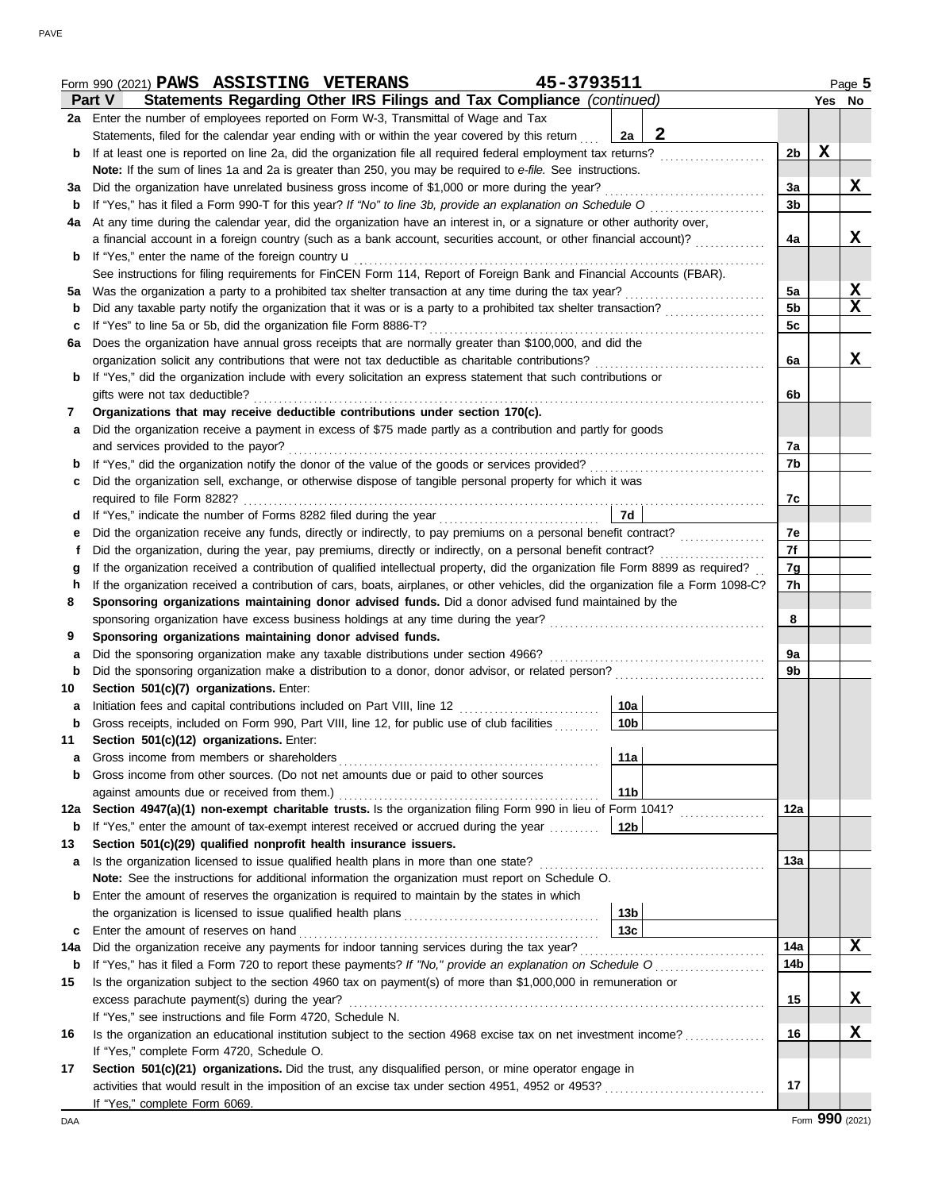Form 990 (2021) **PAWS ASSISTING VETERANS** **45-3793511** Page **5**

**Part V — Statements Regarding Other IRS Filings and Tax Compliance** *(continued)*

| | | | | | Yes | No |
|---|---|---|---|---|---|---|
| **2a** | Enter the number of employees reported on Form W-3, Transmittal of Wage and Tax Statements, filed for the calendar year ending with or within the year covered by this return | 2a | 2 | | | |
| **b** | If at least one is reported on line 2a, did the organization file all required federal employment tax returns? | | | 2b | X | |
| | **Note:** If the sum of lines 1a and 2a is greater than 250, you may be required to *e-file.* See instructions. | | | | | |
| **3a** | Did the organization have unrelated business gross income of $1,000 or more during the year? | | | 3a | | X |
| **b** | If "Yes," has it filed a Form 990-T for this year? *If "No" to line 3b, provide an explanation on Schedule O* | | | 3b | | |
| **4a** | At any time during the calendar year, did the organization have an interest in, or a signature or other authority over, a financial account in a foreign country (such as a bank account, securities account, or other financial account)? | | | 4a | | X |
| **b** | If "Yes," enter the name of the foreign country u | | | | | |
| | See instructions for filing requirements for FinCEN Form 114, Report of Foreign Bank and Financial Accounts (FBAR). | | | | | |
| **5a** | Was the organization a party to a prohibited tax shelter transaction at any time during the tax year? | | | 5a | | X |
| **b** | Did any taxable party notify the organization that it was or is a party to a prohibited tax shelter transaction? | | | 5b | | X |
| **c** | If "Yes" to line 5a or 5b, did the organization file Form 8886-T? | | | 5c | | |
| **6a** | Does the organization have annual gross receipts that are normally greater than $100,000, and did the organization solicit any contributions that were not tax deductible as charitable contributions? | | | 6a | | X |
| **b** | If "Yes," did the organization include with every solicitation an express statement that such contributions or gifts were not tax deductible? | | | 6b | | |
| **7** | **Organizations that may receive deductible contributions under section 170(c).** | | | | | |
| **a** | Did the organization receive a payment in excess of $75 made partly as a contribution and partly for goods and services provided to the payor? | | | 7a | | |
| **b** | If "Yes," did the organization notify the donor of the value of the goods or services provided? | | | 7b | | |
| **c** | Did the organization sell, exchange, or otherwise dispose of tangible personal property for which it was required to file Form 8282? | | | 7c | | |
| **d** | If "Yes," indicate the number of Forms 8282 filed during the year | 7d | | | | |
| **e** | Did the organization receive any funds, directly or indirectly, to pay premiums on a personal benefit contract? | | | 7e | | |
| **f** | Did the organization, during the year, pay premiums, directly or indirectly, on a personal benefit contract? | | | 7f | | |
| **g** | If the organization received a contribution of qualified intellectual property, did the organization file Form 8899 as required? | | | 7g | | |
| **h** | If the organization received a contribution of cars, boats, airplanes, or other vehicles, did the organization file a Form 1098-C? | | | 7h | | |
| **8** | **Sponsoring organizations maintaining donor advised funds.** Did a donor advised fund maintained by the sponsoring organization have excess business holdings at any time during the year? | | | 8 | | |
| **9** | **Sponsoring organizations maintaining donor advised funds.** | | | | | |
| **a** | Did the sponsoring organization make any taxable distributions under section 4966? | | | 9a | | |
| **b** | Did the sponsoring organization make a distribution to a donor, donor advisor, or related person? | | | 9b | | |
| **10** | **Section 501(c)(7) organizations.** Enter: | | | | | |
| **a** | Initiation fees and capital contributions included on Part VIII, line 12 | 10a | | | | |
| **b** | Gross receipts, included on Form 990, Part VIII, line 12, for public use of club facilities | 10b | | | | |
| **11** | **Section 501(c)(12) organizations.** Enter: | | | | | |
| **a** | Gross income from members or shareholders | 11a | | | | |
| **b** | Gross income from other sources. (Do not net amounts due or paid to other sources against amounts due or received from them.) | 11b | | | | |
| **12a** | **Section 4947(a)(1) non-exempt charitable trusts.** Is the organization filing Form 990 in lieu of Form 1041? | | | 12a | | |
| **b** | If "Yes," enter the amount of tax-exempt interest received or accrued during the year | 12b | | | | |
| **13** | **Section 501(c)(29) qualified nonprofit health insurance issuers.** | | | | | |
| **a** | Is the organization licensed to issue qualified health plans in more than one state? | | | 13a | | |
| | **Note:** See the instructions for additional information the organization must report on Schedule O. | | | | | |
| **b** | Enter the amount of reserves the organization is required to maintain by the states in which the organization is licensed to issue qualified health plans | 13b | | | | |
| **c** | Enter the amount of reserves on hand | 13c | | | | |
| **14a** | Did the organization receive any payments for indoor tanning services during the tax year? | | | 14a | | X |
| **b** | If "Yes," has it filed a Form 720 to report these payments? *If "No," provide an explanation on Schedule O* | | | 14b | | |
| **15** | Is the organization subject to the section 4960 tax on payment(s) of more than $1,000,000 in remuneration or excess parachute payment(s) during the year? | | | 15 | | X |
| | If "Yes," see instructions and file Form 4720, Schedule N. | | | | | |
| **16** | Is the organization an educational institution subject to the section 4968 excise tax on net investment income? | | | 16 | | X |
| | If "Yes," complete Form 4720, Schedule O. | | | | | |
| **17** | **Section 501(c)(21) organizations.** Did the trust, any disqualified person, or mine operator engage in activities that would result in the imposition of an excise tax under section 4951, 4952 or 4953? | | | 17 | | |
| | If "Yes," complete Form 6069. | | | | | |

Form **990** (2021)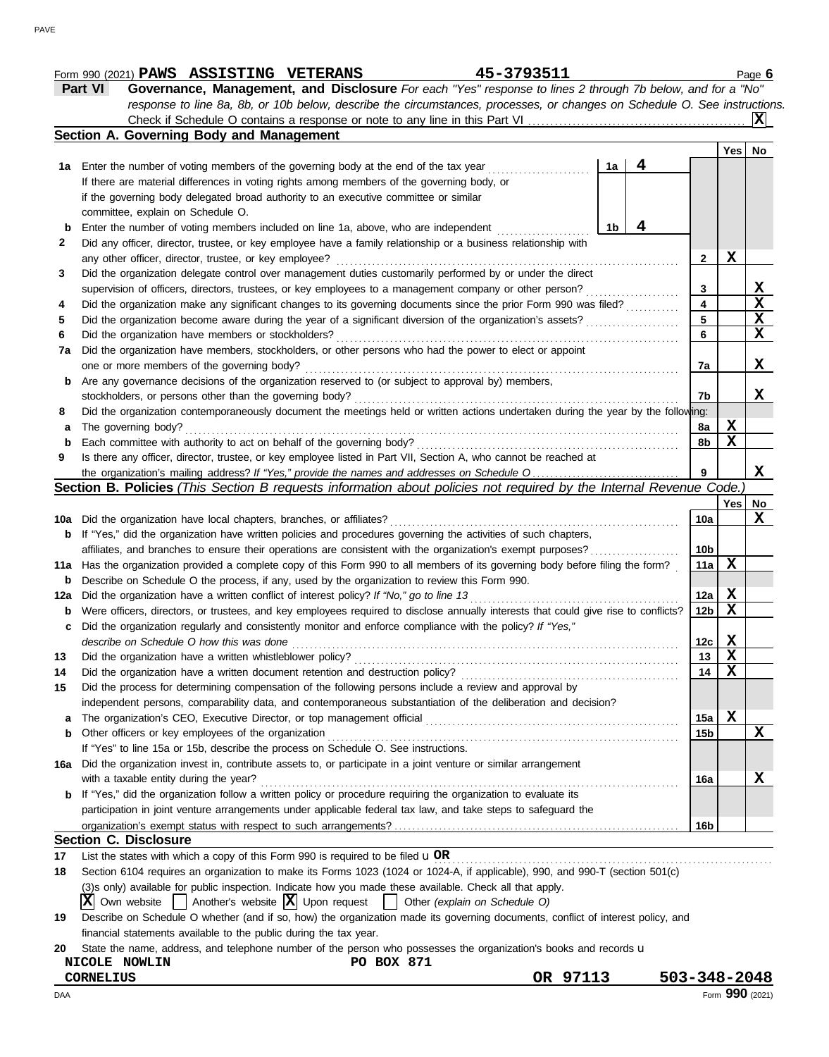PAVE

Form 990 (2021) **PAWS ASSISTING VETERANS** **45-3793511** Page **6**

**Part VI** **Governance, Management, and Disclosure** *For each "Yes" response to lines 2 through 7b below, and for a "No" response to line 8a, 8b, or 10b below, describe the circumstances, processes, or changes on Schedule O. See instructions.*

Check if Schedule O contains a response or note to any line in this Part VI ... **X**

### Section A. Governing Body and Management

| | | | Yes | No |
|---|---|---|---|---|
| **1a** | Enter the number of voting members of the governing body at the end of the tax year ... **1a** **4** If there are material differences in voting rights among members of the governing body, or if the governing body delegated broad authority to an executive committee or similar committee, explain on Schedule O. | | | |
| **b** | Enter the number of voting members included on line 1a, above, who are independent ... **1b** **4** | | | |
| **2** | Did any officer, director, trustee, or key employee have a family relationship or a business relationship with any other officer, director, trustee, or key employee? | **2** | X | |
| **3** | Did the organization delegate control over management duties customarily performed by or under the direct supervision of officers, directors, trustees, or key employees to a management company or other person? | **3** | | X |
| **4** | Did the organization make any significant changes to its governing documents since the prior Form 990 was filed? | **4** | | X |
| **5** | Did the organization become aware during the year of a significant diversion of the organization's assets? | **5** | | X |
| **6** | Did the organization have members or stockholders? | **6** | | X |
| **7a** | Did the organization have members, stockholders, or other persons who had the power to elect or appoint one or more members of the governing body? | **7a** | | X |
| **b** | Are any governance decisions of the organization reserved to (or subject to approval by) members, stockholders, or persons other than the governing body? | **7b** | | X |
| **8** | Did the organization contemporaneously document the meetings held or written actions undertaken during the year by the following: | | | |
| **a** | The governing body? | **8a** | X | |
| **b** | Each committee with authority to act on behalf of the governing body? | **8b** | X | |
| **9** | Is there any officer, director, trustee, or key employee listed in Part VII, Section A, who cannot be reached at the organization's mailing address? *If "Yes," provide the names and addresses on Schedule O* | **9** | | X |

### Section B. Policies *(This Section B requests information about policies not required by the Internal Revenue Code.)*

| | | | Yes | No |
|---|---|---|---|---|
| **10a** | Did the organization have local chapters, branches, or affiliates? | **10a** | | X |
| **b** | If "Yes," did the organization have written policies and procedures governing the activities of such chapters, affiliates, and branches to ensure their operations are consistent with the organization's exempt purposes? | **10b** | | |
| **11a** | Has the organization provided a complete copy of this Form 990 to all members of its governing body before filing the form? | **11a** | X | |
| **b** | Describe on Schedule O the process, if any, used by the organization to review this Form 990. | | | |
| **12a** | Did the organization have a written conflict of interest policy? *If "No," go to line 13* | **12a** | X | |
| **b** | Were officers, directors, or trustees, and key employees required to disclose annually interests that could give rise to conflicts? | **12b** | X | |
| **c** | Did the organization regularly and consistently monitor and enforce compliance with the policy? *If "Yes," describe on Schedule O how this was done* | **12c** | X | |
| **13** | Did the organization have a written whistleblower policy? | **13** | X | |
| **14** | Did the organization have a written document retention and destruction policy? | **14** | X | |
| **15** | Did the process for determining compensation of the following persons include a review and approval by independent persons, comparability data, and contemporaneous substantiation of the deliberation and decision? | | | |
| **a** | The organization's CEO, Executive Director, or top management official | **15a** | X | |
| **b** | Other officers or key employees of the organization | **15b** | | X |
| | If "Yes" to line 15a or 15b, describe the process on Schedule O. See instructions. | | | |
| **16a** | Did the organization invest in, contribute assets to, or participate in a joint venture or similar arrangement with a taxable entity during the year? | **16a** | | X |
| **b** | If "Yes," did the organization follow a written policy or procedure requiring the organization to evaluate its participation in joint venture arrangements under applicable federal tax law, and take steps to safeguard the organization's exempt status with respect to such arrangements? | **16b** | | |

### Section C. Disclosure

**17** List the states with which a copy of this Form 990 is required to be filed u **OR**

**18** Section 6104 requires an organization to make its Forms 1023 (1024 or 1024-A, if applicable), 990, and 990-T (section 501(c)(3)s only) available for public inspection. Indicate how you made these available. Check all that apply.

[X] Own website [ ] Another's website [X] Upon request [ ] Other *(explain on Schedule O)*

**19** Describe on Schedule O whether (and if so, how) the organization made its governing documents, conflict of interest policy, and financial statements available to the public during the tax year.

**20** State the name, address, and telephone number of the person who possesses the organization's books and records u

**NICOLE NOWLIN** **PO BOX 871**
**CORNELIUS** **OR 97113** **503-348-2048**

DAA Form **990** (2021)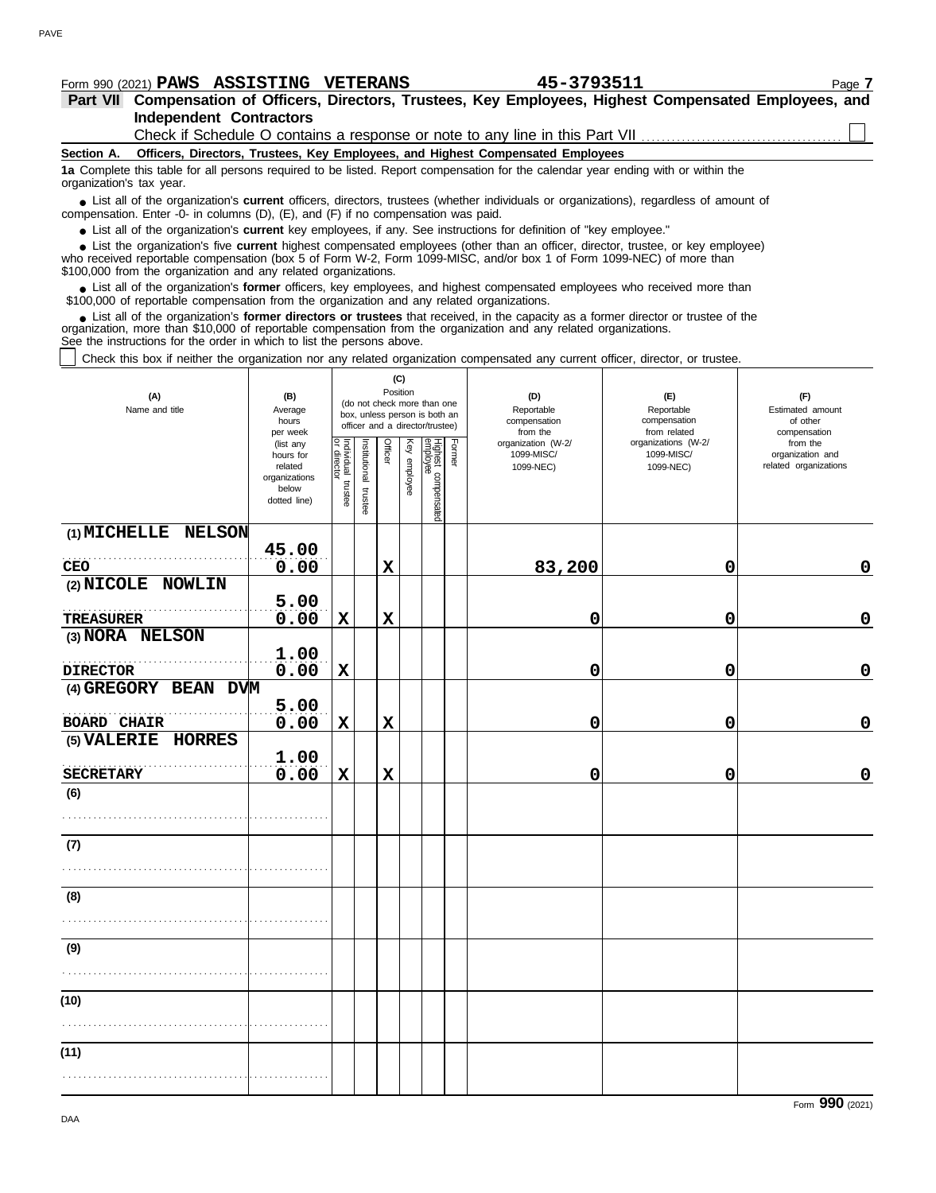Form 990 (2021) **PAWS ASSISTING VETERANS** **45-3793511** Page **7**

## Part VII Compensation of Officers, Directors, Trustees, Key Employees, Highest Compensated Employees, and Independent Contractors

Check if Schedule O contains a response or note to any line in this Part VII ☐

### Section A. Officers, Directors, Trustees, Key Employees, and Highest Compensated Employees

**1a** Complete this table for all persons required to be listed. Report compensation for the calendar year ending with or within the organization's tax year.

- List all of the organization's **current** officers, directors, trustees (whether individuals or organizations), regardless of amount of compensation. Enter -0- in columns (D), (E), and (F) if no compensation was paid.
- List all of the organization's **current** key employees, if any. See instructions for definition of "key employee."
- List the organization's five **current** highest compensated employees (other than an officer, director, trustee, or key employee) who received reportable compensation (box 5 of Form W-2, Form 1099-MISC, and/or box 1 of Form 1099-NEC) of more than $100,000 from the organization and any related organizations.
- List all of the organization's **former** officers, key employees, and highest compensated employees who received more than $100,000 of reportable compensation from the organization and any related organizations.
- List all of the organization's **former directors or trustees** that received, in the capacity as a former director or trustee of the organization, more than $10,000 of reportable compensation from the organization and any related organizations.

See the instructions for the order in which to list the persons above.

☐ Check this box if neither the organization nor any related organization compensated any current officer, director, or trustee.

| (A) Name and title | (B) Average hours per week (list any hours for related organizations below dotted line) | (C) Position (do not check more than one box, unless person is both an officer and a director/trustee) | | | | | | (D) Reportable compensation from the organization (W-2/ 1099-MISC/ 1099-NEC) | (E) Reportable compensation from related organizations (W-2/ 1099-MISC/ 1099-NEC) | (F) Estimated amount of other compensation from the organization and related organizations |
|---|---|---|---|---|---|---|---|---|---|---|
| | | Individual trustee or director | Institutional trustee | Officer | Key employee | Highest compensated employee | Former | | | |
| (1) **MICHELLE NELSON** / **CEO** | **45.00** / **0.00** | | | **X** | | | | **83,200** | **0** | **0** |
| (2) **NICOLE NOWLIN** / **TREASURER** | **5.00** / **0.00** | **X** | | **X** | | | | **0** | **0** | **0** |
| (3) **NORA NELSON** / **DIRECTOR** | **1.00** / **0.00** | **X** | | | | | | **0** | **0** | **0** |
| (4) **GREGORY BEAN DVM** / **BOARD CHAIR** | **5.00** / **0.00** | **X** | | **X** | | | | **0** | **0** | **0** |
| (5) **VALERIE HORRES** / **SECRETARY** | **1.00** / **0.00** | **X** | | **X** | | | | **0** | **0** | **0** |
| (6) | | | | | | | | | | |
| (7) | | | | | | | | | | |
| (8) | | | | | | | | | | |
| (9) | | | | | | | | | | |
| (10) | | | | | | | | | | |
| (11) | | | | | | | | | | |

Form **990** (2021)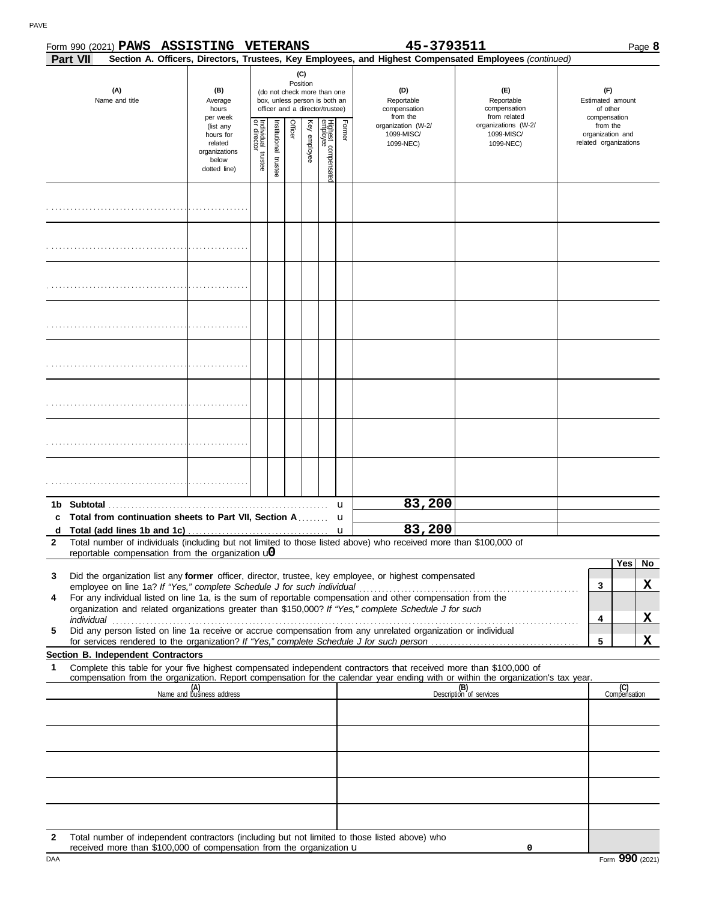Form 990 (2021) **PAWS ASSISTING VETERANS** **45-3793511** Page **8**

**Part VII** **Section A. Officers, Directors, Trustees, Key Employees, and Highest Compensated Employees** *(continued)*

| (A) Name and title | (B) Average hours per week (list any hours for related organizations below dotted line) | (C) Position (do not check more than one box, unless person is both an officer and a director/trustee): Individual trustee or director | Institutional trustee | Officer | Key employee | Highest compensated employee | Former | (D) Reportable compensation from the organization (W-2/ 1099-MISC/ 1099-NEC) | (E) Reportable compensation from related organizations (W-2/ 1099-MISC/ 1099-NEC) | (F) Estimated amount of other compensation from the organization and related organizations |
|---|---|---|---|---|---|---|---|---|---|---|
| | | | | | | | | | | |
| | | | | | | | | | | |
| | | | | | | | | | | |
| | | | | | | | | | | |
| | | | | | | | | | | |
| | | | | | | | | | | |
| | | | | | | | | | | |
| | | | | | | | | | | |

| | | | | |
|---|---|---|---|---|
| **1b** | **Subtotal** | 83,200 | | |
| **c** | **Total from continuation sheets to Part VII, Section A** | | | |
| **d** | **Total (add lines 1b and 1c)** | 83,200 | | |

**2** Total number of individuals (including but not limited to those listed above) who received more than $100,000 of reportable compensation from the organization 0

| | | | Yes | No |
|---|---|---|---|---|
| **3** | Did the organization list any **former** officer, director, trustee, key employee, or highest compensated employee on line 1a? *If "Yes," complete Schedule J for such individual* | 3 | | X |
| **4** | For any individual listed on line 1a, is the sum of reportable compensation and other compensation from the organization and related organizations greater than $150,000? *If "Yes," complete Schedule J for such individual* | 4 | | X |
| **5** | Did any person listed on line 1a receive or accrue compensation from any unrelated organization or individual for services rendered to the organization? *If "Yes," complete Schedule J for such person* | 5 | | X |

**Section B. Independent Contractors**

**1** Complete this table for your five highest compensated independent contractors that received more than $100,000 of compensation from the organization. Report compensation for the calendar year ending with or within the organization's tax year.

| (A) Name and business address | (B) Description of services | (C) Compensation |
|---|---|---|
| | | |
| | | |
| | | |
| | | |
| | | |

**2** Total number of independent contractors (including but not limited to those listed above) who received more than $100,000 of compensation from the organization 0

Form **990** (2021)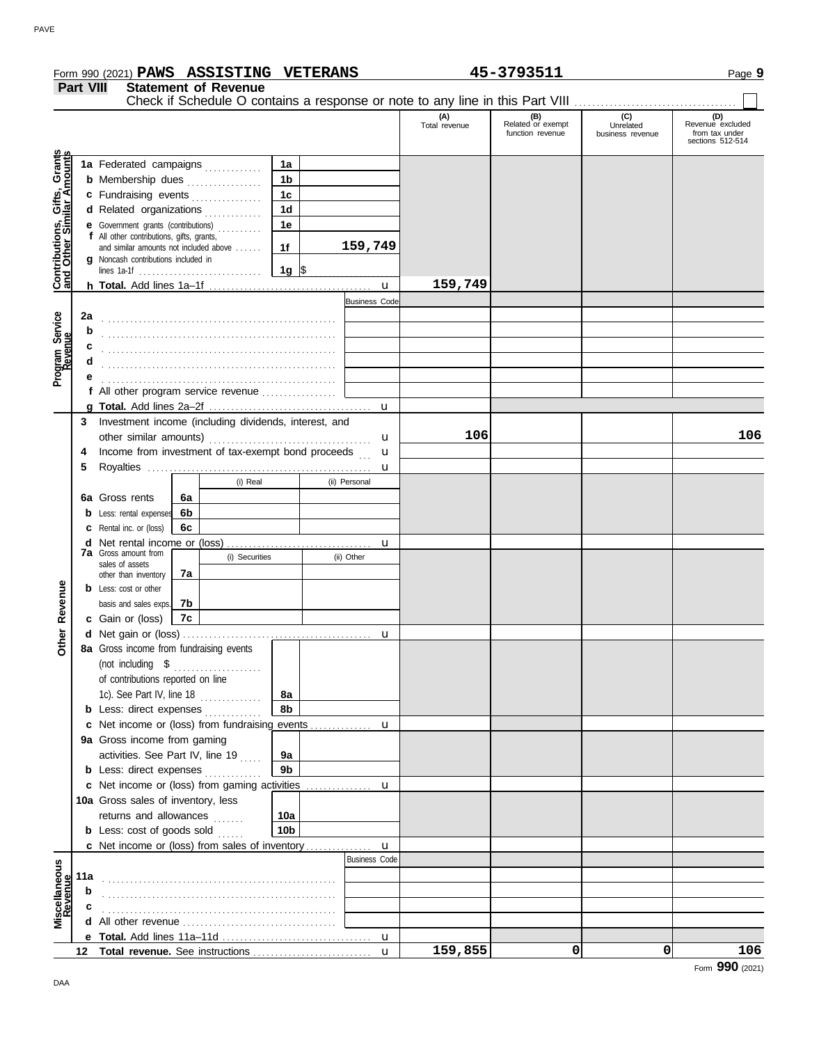Form 990 (2021) **PAWS ASSISTING VETERANS** **45-3793511** Page **9**

**Part VIII Statement of Revenue**

Check if Schedule O contains a response or note to any line in this Part VIII ☐

| | | | (A) Total revenue | (B) Related or exempt function revenue | (C) Unrelated business revenue | (D) Revenue excluded from tax under sections 512-514 |
|---|---|---|---|---|---|---|
| **Contributions, Gifts, Grants and Other Similar Amounts** | **1a** Federated campaigns | 1a | | | | |
| | **b** Membership dues | 1b | | | | |
| | **c** Fundraising events | 1c | | | | |
| | **d** Related organizations | 1d | | | | |
| | **e** Government grants (contributions) | 1e | | | | |
| | **f** All other contributions, gifts, grants, and similar amounts not included above | 1f 159,749 | | | | |
| | **g** Noncash contributions included in lines 1a-1f | 1g $ | | | | |
| | **h Total.** Add lines 1a–1f | u | 159,749 | | | |
| **Program Service Revenue** | | Business Code | | | | |
| | **2a** | | | | | |
| | **b** | | | | | |
| | **c** | | | | | |
| | **d** | | | | | |
| | **e** | | | | | |
| | **f** All other program service revenue | | | | | |
| | **g Total.** Add lines 2a–2f | u | | | | |
| **Other Revenue** | **3** Investment income (including dividends, interest, and other similar amounts) | u | 106 | | | 106 |
| | **4** Income from investment of tax-exempt bond proceeds | u | | | | |
| | **5** Royalties | u | | | | |
| | | (i) Real / (ii) Personal | | | | |
| | **6a** Gross rents | 6a | | | | |
| | **b** Less: rental expenses | 6b | | | | |
| | **c** Rental inc. or (loss) | 6c | | | | |
| | **d** Net rental income or (loss) | u | | | | |
| | **7a** Gross amount from sales of assets other than inventory | (i) Securities / (ii) Other 7a | | | | |
| | **b** Less: cost or other basis and sales exps. | 7b | | | | |
| | **c** Gain or (loss) | 7c | | | | |
| | **d** Net gain or (loss) | u | | | | |
| | **8a** Gross income from fundraising events (not including $ of contributions reported on line 1c). See Part IV, line 18 | 8a | | | | |
| | **b** Less: direct expenses | 8b | | | | |
| | **c** Net income or (loss) from fundraising events | u | | | | |
| | **9a** Gross income from gaming activities. See Part IV, line 19 | 9a | | | | |
| | **b** Less: direct expenses | 9b | | | | |
| | **c** Net income or (loss) from gaming activities | u | | | | |
| | **10a** Gross sales of inventory, less returns and allowances | 10a | | | | |
| | **b** Less: cost of goods sold | 10b | | | | |
| | **c** Net income or (loss) from sales of inventory | u | | | | |
| **Miscellaneous Revenue** | | Business Code | | | | |
| | **11a** | | | | | |
| | **b** | | | | | |
| | **c** | | | | | |
| | **d** All other revenue | | | | | |
| | **e Total.** Add lines 11a–11d | u | | | | |
| | **12 Total revenue.** See instructions | u | 159,855 | 0 | 0 | 106 |

Form **990** (2021)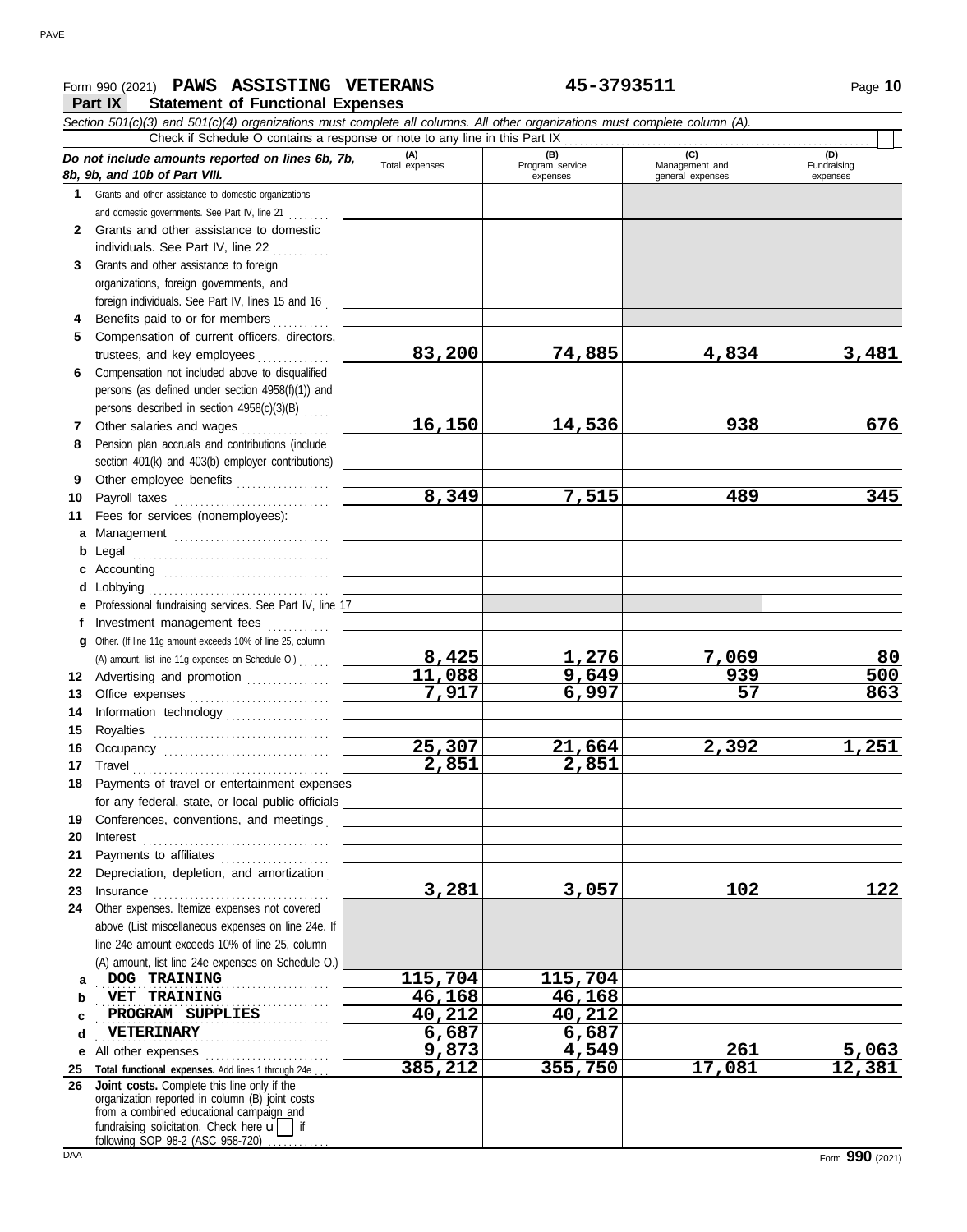Form 990 (2021) **PAWS ASSISTING VETERANS** **45-3793511**

**Part IX Statement of Functional Expenses**

*Section 501(c)(3) and 501(c)(4) organizations must complete all columns. All other organizations must complete column (A).*

Check if Schedule O contains a response or note to any line in this Part IX ☐

| *Do not include amounts reported on lines 6b, 7b, 8b, 9b, and 10b of Part VIII.* | (A) Total expenses | (B) Program service expenses | (C) Management and general expenses | (D) Fundraising expenses |
|---|---|---|---|---|
| 1 Grants and other assistance to domestic organizations and domestic governments. See Part IV, line 21 | | | | |
| 2 Grants and other assistance to domestic individuals. See Part IV, line 22 | | | | |
| 3 Grants and other assistance to foreign organizations, foreign governments, and foreign individuals. See Part IV, lines 15 and 16 | | | | |
| 4 Benefits paid to or for members | | | | |
| 5 Compensation of current officers, directors, trustees, and key employees | 83,200 | 74,885 | 4,834 | 3,481 |
| 6 Compensation not included above to disqualified persons (as defined under section 4958(f)(1)) and persons described in section 4958(c)(3)(B) | | | | |
| 7 Other salaries and wages | 16,150 | 14,536 | 938 | 676 |
| 8 Pension plan accruals and contributions (include section 401(k) and 403(b) employer contributions) | | | | |
| 9 Other employee benefits | | | | |
| 10 Payroll taxes | 8,349 | 7,515 | 489 | 345 |
| 11 Fees for services (nonemployees): | | | | |
| a Management | | | | |
| b Legal | | | | |
| c Accounting | | | | |
| d Lobbying | | | | |
| e Professional fundraising services. See Part IV, line 17 | | | | |
| f Investment management fees | | | | |
| g Other. (If line 11g amount exceeds 10% of line 25, column (A) amount, list line 11g expenses on Schedule O.) | 8,425 | 1,276 | 7,069 | 80 |
| 12 Advertising and promotion | 11,088 | 9,649 | 939 | 500 |
| 13 Office expenses | 7,917 | 6,997 | 57 | 863 |
| 14 Information technology | | | | |
| 15 Royalties | | | | |
| 16 Occupancy | 25,307 | 21,664 | 2,392 | 1,251 |
| 17 Travel | 2,851 | 2,851 | | |
| 18 Payments of travel or entertainment expenses for any federal, state, or local public officials | | | | |
| 19 Conferences, conventions, and meetings | | | | |
| 20 Interest | | | | |
| 21 Payments to affiliates | | | | |
| 22 Depreciation, depletion, and amortization | | | | |
| 23 Insurance | 3,281 | 3,057 | 102 | 122 |
| 24 Other expenses. Itemize expenses not covered above (List miscellaneous expenses on line 24e. If line 24e amount exceeds 10% of line 25, column (A) amount, list line 24e expenses on Schedule O.) | | | | |
| a DOG TRAINING | 115,704 | 115,704 | | |
| b VET TRAINING | 46,168 | 46,168 | | |
| c PROGRAM SUPPLIES | 40,212 | 40,212 | | |
| d VETERINARY | 6,687 | 6,687 | | |
| e All other expenses | 9,873 | 4,549 | 261 | 5,063 |
| 25 **Total functional expenses.** Add lines 1 through 24e | 385,212 | 355,750 | 17,081 | 12,381 |
| 26 **Joint costs.** Complete this line only if the organization reported in column (B) joint costs from a combined educational campaign and fundraising solicitation. Check here ☐ if following SOP 98-2 (ASC 958-720) | | | | |

DAA

Form **990** (2021)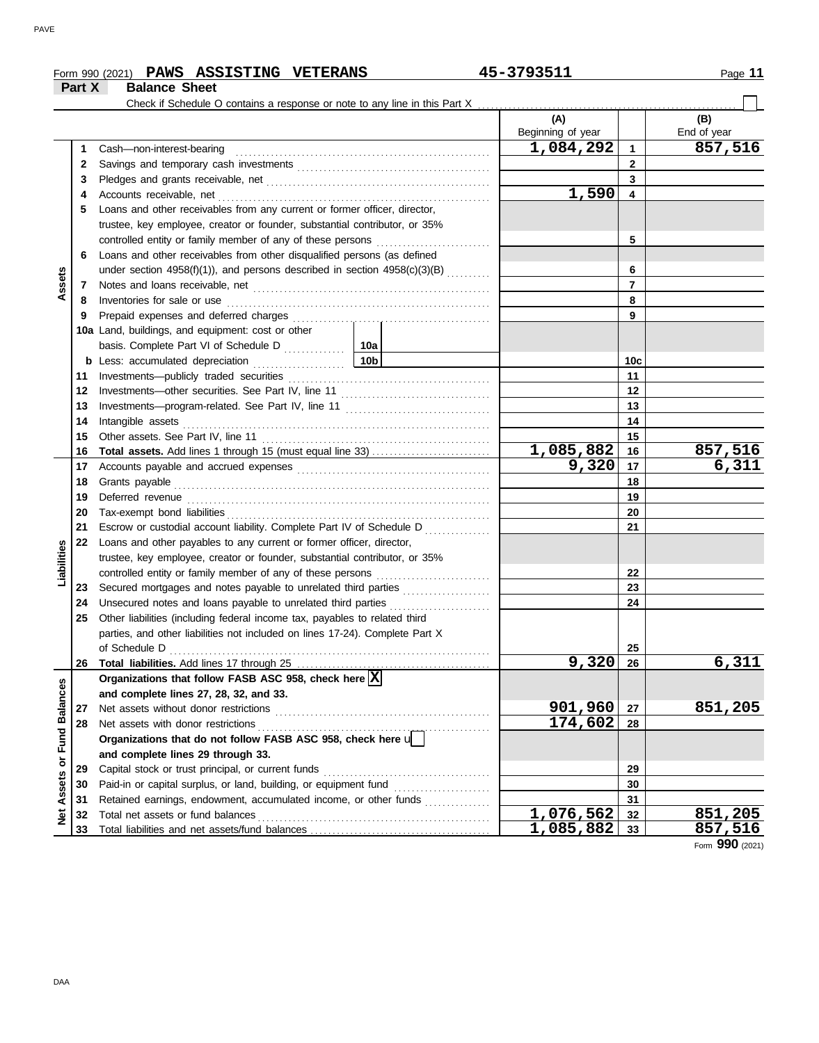Form 990 (2021) **PAWS ASSISTING VETERANS** 45-3793511

**Part X Balance Sheet**

Check if Schedule O contains a response or note to any line in this Part X ☐

| | | | (A) Beginning of year | | (B) End of year |
|---|---|---|---|---|---|
| Assets | 1 | Cash—non-interest-bearing | 1,084,292 | 1 | 857,516 |
| | 2 | Savings and temporary cash investments | | 2 | |
| | 3 | Pledges and grants receivable, net | | 3 | |
| | 4 | Accounts receivable, net | 1,590 | 4 | |
| | 5 | Loans and other receivables from any current or former officer, director, trustee, key employee, creator or founder, substantial contributor, or 35% controlled entity or family member of any of these persons | | 5 | |
| | 6 | Loans and other receivables from other disqualified persons (as defined under section 4958(f)(1)), and persons described in section 4958(c)(3)(B) | | 6 | |
| | 7 | Notes and loans receivable, net | | 7 | |
| | 8 | Inventories for sale or use | | 8 | |
| | 9 | Prepaid expenses and deferred charges | | 9 | |
| | 10a | Land, buildings, and equipment: cost or other basis. Complete Part VI of Schedule D — 10a | | | |
| | b | Less: accumulated depreciation — 10b | | 10c | |
| | 11 | Investments—publicly traded securities | | 11 | |
| | 12 | Investments—other securities. See Part IV, line 11 | | 12 | |
| | 13 | Investments—program-related. See Part IV, line 11 | | 13 | |
| | 14 | Intangible assets | | 14 | |
| | 15 | Other assets. See Part IV, line 11 | | 15 | |
| | 16 | **Total assets.** Add lines 1 through 15 (must equal line 33) | 1,085,882 | 16 | 857,516 |
| Liabilities | 17 | Accounts payable and accrued expenses | 9,320 | 17 | 6,311 |
| | 18 | Grants payable | | 18 | |
| | 19 | Deferred revenue | | 19 | |
| | 20 | Tax-exempt bond liabilities | | 20 | |
| | 21 | Escrow or custodial account liability. Complete Part IV of Schedule D | | 21 | |
| | 22 | Loans and other payables to any current or former officer, director, trustee, key employee, creator or founder, substantial contributor, or 35% controlled entity or family member of any of these persons | | 22 | |
| | 23 | Secured mortgages and notes payable to unrelated third parties | | 23 | |
| | 24 | Unsecured notes and loans payable to unrelated third parties | | 24 | |
| | 25 | Other liabilities (including federal income tax, payables to related third parties, and other liabilities not included on lines 17-24). Complete Part X of Schedule D | | 25 | |
| | 26 | **Total liabilities.** Add lines 17 through 25 | 9,320 | 26 | 6,311 |
| Net Assets or Fund Balances | | **Organizations that follow FASB ASC 958, check here** ☒ **and complete lines 27, 28, 32, and 33.** | | | |
| | 27 | Net assets without donor restrictions | 901,960 | 27 | 851,205 |
| | 28 | Net assets with donor restrictions | 174,602 | 28 | |
| | | **Organizations that do not follow FASB ASC 958, check here** ☐ **and complete lines 29 through 33.** | | | |
| | 29 | Capital stock or trust principal, or current funds | | 29 | |
| | 30 | Paid-in or capital surplus, or land, building, or equipment fund | | 30 | |
| | 31 | Retained earnings, endowment, accumulated income, or other funds | | 31 | |
| | 32 | Total net assets or fund balances | 1,076,562 | 32 | 851,205 |
| | 33 | Total liabilities and net assets/fund balances | 1,085,882 | 33 | 857,516 |

Form **990** (2021)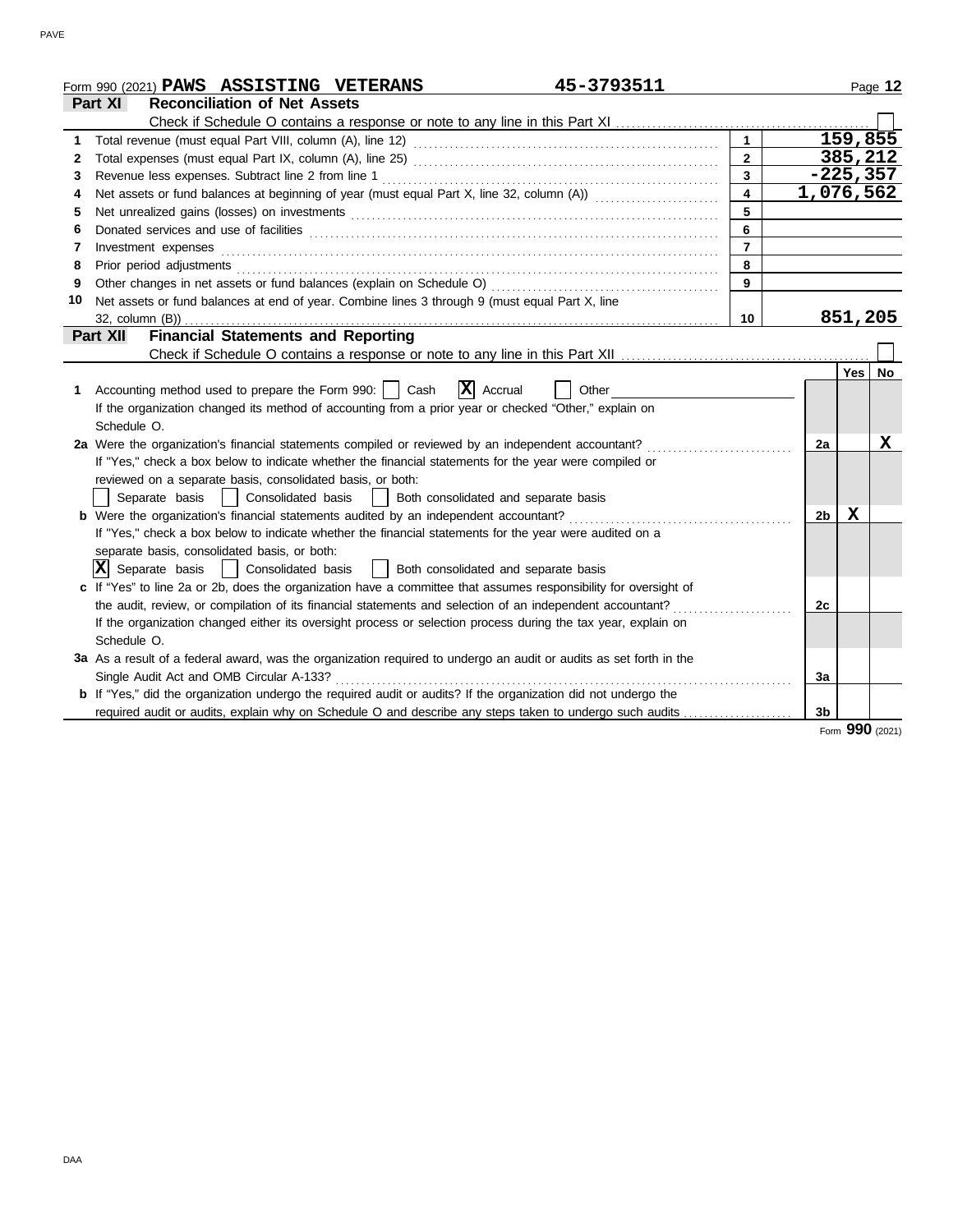Form 990 (2021) **PAWS ASSISTING VETERANS** **45-3793511** Page **12**

## Part XI Reconciliation of Net Assets

Check if Schedule O contains a response or note to any line in this Part XI ☐

| | | | |
|---|---|---|---|
| 1 | Total revenue (must equal Part VIII, column (A), line 12) | 1 | 159,855 |
| 2 | Total expenses (must equal Part IX, column (A), line 25) | 2 | 385,212 |
| 3 | Revenue less expenses. Subtract line 2 from line 1 | 3 | -225,357 |
| 4 | Net assets or fund balances at beginning of year (must equal Part X, line 32, column (A)) | 4 | 1,076,562 |
| 5 | Net unrealized gains (losses) on investments | 5 | |
| 6 | Donated services and use of facilities | 6 | |
| 7 | Investment expenses | 7 | |
| 8 | Prior period adjustments | 8 | |
| 9 | Other changes in net assets or fund balances (explain on Schedule O) | 9 | |
| 10 | Net assets or fund balances at end of year. Combine lines 3 through 9 (must equal Part X, line 32, column (B)) | 10 | 851,205 |

## Part XII Financial Statements and Reporting

Check if Schedule O contains a response or note to any line in this Part XII ☐

| | | | Yes | No |
|---|---|---|---|---|
| 1 | Accounting method used to prepare the Form 990: ☐ Cash ☒ Accrual ☐ Other<br>If the organization changed its method of accounting from a prior year or checked "Other," explain on Schedule O. | | | |
| 2a | Were the organization's financial statements compiled or reviewed by an independent accountant?<br>If "Yes," check a box below to indicate whether the financial statements for the year were compiled or reviewed on a separate basis, consolidated basis, or both:<br>☐ Separate basis ☐ Consolidated basis ☐ Both consolidated and separate basis | 2a | | X |
| b | Were the organization's financial statements audited by an independent accountant?<br>If "Yes," check a box below to indicate whether the financial statements for the year were audited on a separate basis, consolidated basis, or both:<br>☒ Separate basis ☐ Consolidated basis ☐ Both consolidated and separate basis | 2b | X | |
| c | If "Yes" to line 2a or 2b, does the organization have a committee that assumes responsibility for oversight of the audit, review, or compilation of its financial statements and selection of an independent accountant?<br>If the organization changed either its oversight process or selection process during the tax year, explain on Schedule O. | 2c | | |
| 3a | As a result of a federal award, was the organization required to undergo an audit or audits as set forth in the Single Audit Act and OMB Circular A-133? | 3a | | |
| b | If "Yes," did the organization undergo the required audit or audits? If the organization did not undergo the required audit or audits, explain why on Schedule O and describe any steps taken to undergo such audits | 3b | | |

Form **990** (2021)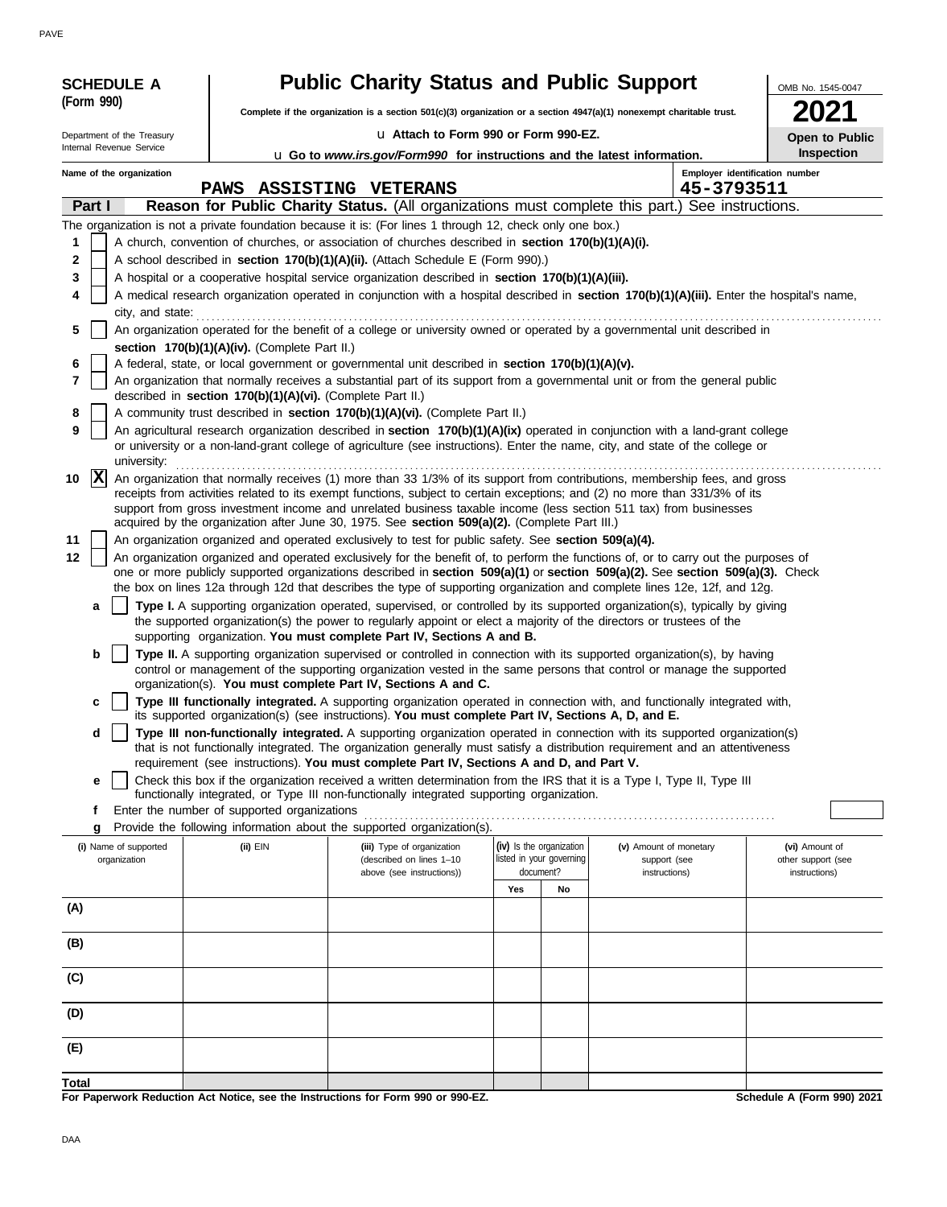**SCHEDULE A (Form 990)**

Department of the Treasury
Internal Revenue Service

# Public Charity Status and Public Support

**Complete if the organization is a section 501(c)(3) organization or a section 4947(a)(1) nonexempt charitable trust.**

u **Attach to Form 990 or Form 990-EZ.**

u **Go to *www.irs.gov/Form990* for instructions and the latest information.**

OMB No. 1545-0047

**2021**

**Open to Public Inspection**

**Name of the organization**
**PAWS ASSISTING VETERANS**

**Employer identification number**
**45-3793511**

## Part I — Reason for Public Charity Status. (All organizations must complete this part.) See instructions.

The organization is not a private foundation because it is: (For lines 1 through 12, check only one box.)

1. [ ] A church, convention of churches, or association of churches described in **section 170(b)(1)(A)(i).**
2. [ ] A school described in **section 170(b)(1)(A)(ii).** (Attach Schedule E (Form 990).)
3. [ ] A hospital or a cooperative hospital service organization described in **section 170(b)(1)(A)(iii).**
4. [ ] A medical research organization operated in conjunction with a hospital described in **section 170(b)(1)(A)(iii).** Enter the hospital's name, city, and state:
5. [ ] An organization operated for the benefit of a college or university owned or operated by a governmental unit described in **section 170(b)(1)(A)(iv).** (Complete Part II.)
6. [ ] A federal, state, or local government or governmental unit described in **section 170(b)(1)(A)(v).**
7. [ ] An organization that normally receives a substantial part of its support from a governmental unit or from the general public described in **section 170(b)(1)(A)(vi).** (Complete Part II.)
8. [ ] A community trust described in **section 170(b)(1)(A)(vi).** (Complete Part II.)
9. [ ] An agricultural research organization described in **section 170(b)(1)(A)(ix)** operated in conjunction with a land-grant college or university or a non-land-grant college of agriculture (see instructions). Enter the name, city, and state of the college or university:
10. [X] An organization that normally receives (1) more than 33 1/3% of its support from contributions, membership fees, and gross receipts from activities related to its exempt functions, subject to certain exceptions; and (2) no more than 331/3% of its support from gross investment income and unrelated business taxable income (less section 511 tax) from businesses acquired by the organization after June 30, 1975. See **section 509(a)(2).** (Complete Part III.)
11. [ ] An organization organized and operated exclusively to test for public safety. See **section 509(a)(4).**
12. [ ] An organization organized and operated exclusively for the benefit of, to perform the functions of, or to carry out the purposes of one or more publicly supported organizations described in **section 509(a)(1)** or **section 509(a)(2).** See **section 509(a)(3).** Check the box on lines 12a through 12d that describes the type of supporting organization and complete lines 12e, 12f, and 12g.
   - **a** [ ] **Type I.** A supporting organization operated, supervised, or controlled by its supported organization(s), typically by giving the supported organization(s) the power to regularly appoint or elect a majority of the directors or trustees of the supporting organization. **You must complete Part IV, Sections A and B.**
   - **b** [ ] **Type II.** A supporting organization supervised or controlled in connection with its supported organization(s), by having control or management of the supporting organization vested in the same persons that control or manage the supported organization(s). **You must complete Part IV, Sections A and C.**
   - **c** [ ] **Type III functionally integrated.** A supporting organization operated in connection with, and functionally integrated with, its supported organization(s) (see instructions). **You must complete Part IV, Sections A, D, and E.**
   - **d** [ ] **Type III non-functionally integrated.** A supporting organization operated in connection with its supported organization(s) that is not functionally integrated. The organization generally must satisfy a distribution requirement and an attentiveness requirement (see instructions). **You must complete Part IV, Sections A and D, and Part V.**
   - **e** [ ] Check this box if the organization received a written determination from the IRS that it is a Type I, Type II, Type III functionally integrated, or Type III non-functionally integrated supporting organization.
   - **f** Enter the number of supported organizations
   - **g** Provide the following information about the supported organization(s).

| (i) Name of supported organization | (ii) EIN | (iii) Type of organization (described on lines 1–10 above (see instructions)) | (iv) Is the organization listed in your governing document? | | (v) Amount of monetary support (see instructions) | (vi) Amount of other support (see instructions) |
|---|---|---|---|---|---|---|
| | | | Yes | No | | |
| (A) | | | | | | |
| (B) | | | | | | |
| (C) | | | | | | |
| (D) | | | | | | |
| (E) | | | | | | |
| **Total** | | | | | | |

**For Paperwork Reduction Act Notice, see the Instructions for Form 990 or 990-EZ.**

**Schedule A (Form 990) 2021**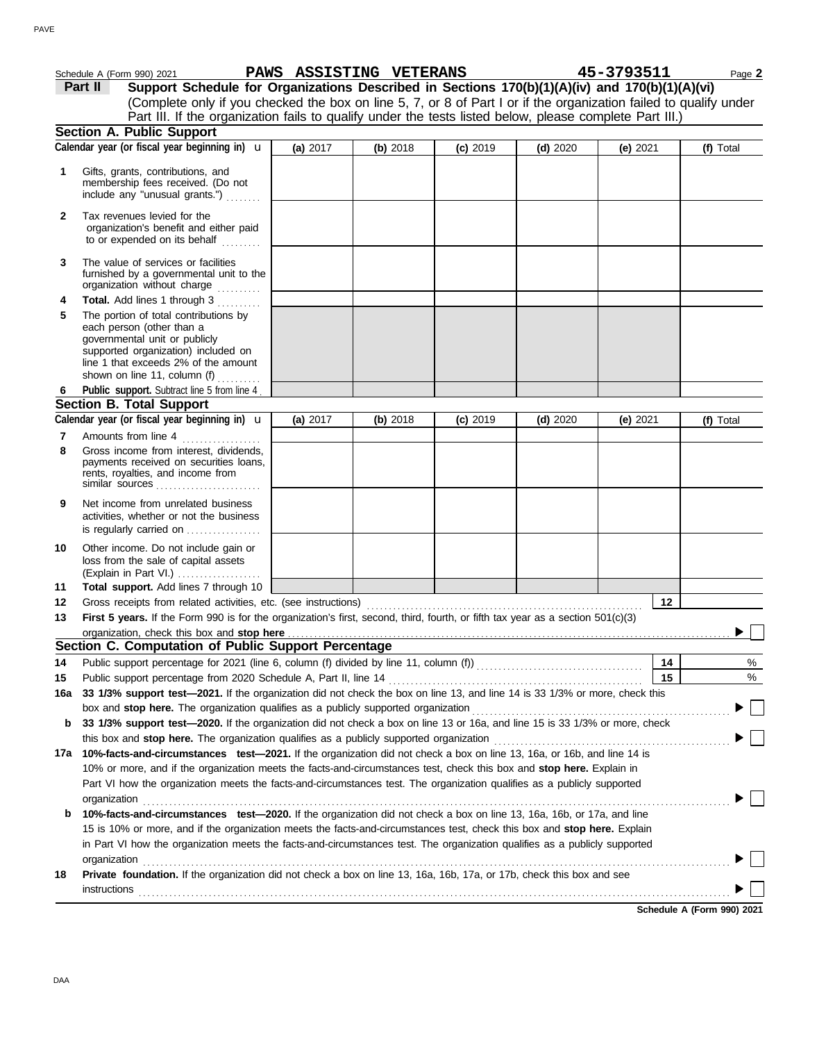Schedule A (Form 990) 2021 **PAWS ASSISTING VETERANS** **45-3793511** Page **2**

## Part II Support Schedule for Organizations Described in Sections 170(b)(1)(A)(iv) and 170(b)(1)(A)(vi)

(Complete only if you checked the box on line 5, 7, or 8 of Part I or if the organization failed to qualify under Part III. If the organization fails to qualify under the tests listed below, please complete Part III.)

### Section A. Public Support

| Calendar year (or fiscal year beginning in) | (a) 2017 | (b) 2018 | (c) 2019 | (d) 2020 | (e) 2021 | (f) Total |
|---|---|---|---|---|---|---|
| 1 Gifts, grants, contributions, and membership fees received. (Do not include any "unusual grants.") | | | | | | |
| 2 Tax revenues levied for the organization's benefit and either paid to or expended on its behalf | | | | | | |
| 3 The value of services or facilities furnished by a governmental unit to the organization without charge | | | | | | |
| 4 **Total.** Add lines 1 through 3 | | | | | | |
| 5 The portion of total contributions by each person (other than a governmental unit or publicly supported organization) included on line 1 that exceeds 2% of the amount shown on line 11, column (f) | | | | | | |
| 6 **Public support.** Subtract line 5 from line 4 | | | | | | |

### Section B. Total Support

| Calendar year (or fiscal year beginning in) | (a) 2017 | (b) 2018 | (c) 2019 | (d) 2020 | (e) 2021 | (f) Total |
|---|---|---|---|---|---|---|
| 7 Amounts from line 4 | | | | | | |
| 8 Gross income from interest, dividends, payments received on securities loans, rents, royalties, and income from similar sources | | | | | | |
| 9 Net income from unrelated business activities, whether or not the business is regularly carried on | | | | | | |
| 10 Other income. Do not include gain or loss from the sale of capital assets (Explain in Part VI.) | | | | | | |
| 11 **Total support.** Add lines 7 through 10 | | | | | | |

**12** Gross receipts from related activities, etc. (see instructions) **12**

**13** **First 5 years.** If the Form 990 is for the organization's first, second, third, fourth, or fifth tax year as a section 501(c)(3) organization, check this box and **stop here** ▶ ☐

### Section C. Computation of Public Support Percentage

**14** Public support percentage for 2021 (line 6, column (f) divided by line 11, column (f)) **14** %

**15** Public support percentage from 2020 Schedule A, Part II, line 14 **15** %

**16a** **33 1/3% support test—2021.** If the organization did not check the box on line 13, and line 14 is 33 1/3% or more, check this box and **stop here.** The organization qualifies as a publicly supported organization ▶ ☐

**b** **33 1/3% support test—2020.** If the organization did not check a box on line 13 or 16a, and line 15 is 33 1/3% or more, check this box and **stop here.** The organization qualifies as a publicly supported organization ▶ ☐

**17a** **10%-facts-and-circumstances test—2021.** If the organization did not check a box on line 13, 16a, or 16b, and line 14 is 10% or more, and if the organization meets the facts-and-circumstances test, check this box and **stop here.** Explain in Part VI how the organization meets the facts-and-circumstances test. The organization qualifies as a publicly supported organization ▶ ☐

**b** **10%-facts-and-circumstances test—2020.** If the organization did not check a box on line 13, 16a, 16b, or 17a, and line 15 is 10% or more, and if the organization meets the facts-and-circumstances test, check this box and **stop here.** Explain in Part VI how the organization meets the facts-and-circumstances test. The organization qualifies as a publicly supported organization ▶ ☐

**18** **Private foundation.** If the organization did not check a box on line 13, 16a, 16b, 17a, or 17b, check this box and see instructions ▶ ☐

**Schedule A (Form 990) 2021**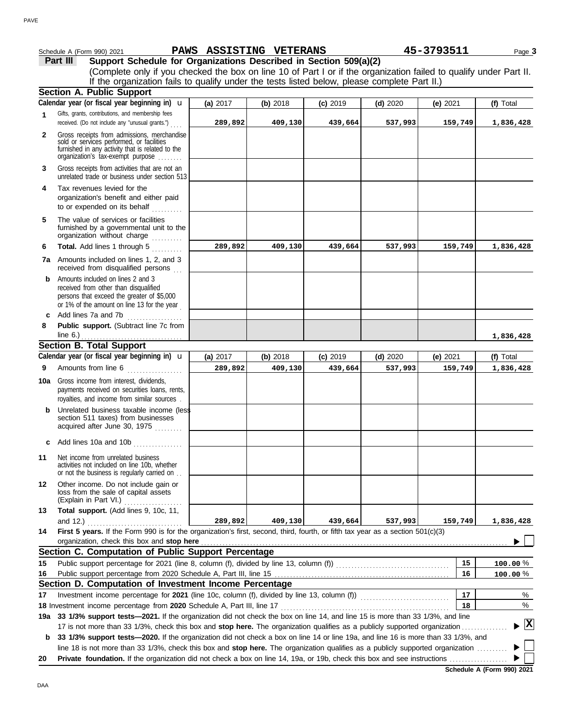Schedule A (Form 990) 2021 **PAWS ASSISTING VETERANS** **45-3793511** Page **3**

## Part III Support Schedule for Organizations Described in Section 509(a)(2)

(Complete only if you checked the box on line 10 of Part I or if the organization failed to qualify under Part II. If the organization fails to qualify under the tests listed below, please complete Part II.)

### Section A. Public Support

| | Calendar year (or fiscal year beginning in) u | (a) 2017 | (b) 2018 | (c) 2019 | (d) 2020 | (e) 2021 | (f) Total |
|---|---|---|---|---|---|---|---|
| 1 | Gifts, grants, contributions, and membership fees received. (Do not include any "unusual grants.") | 289,892 | 409,130 | 439,664 | 537,993 | 159,749 | 1,836,428 |
| 2 | Gross receipts from admissions, merchandise sold or services performed, or facilities furnished in any activity that is related to the organization's tax-exempt purpose | | | | | | |
| 3 | Gross receipts from activities that are not an unrelated trade or business under section 513 | | | | | | |
| 4 | Tax revenues levied for the organization's benefit and either paid to or expended on its behalf | | | | | | |
| 5 | The value of services or facilities furnished by a governmental unit to the organization without charge | | | | | | |
| 6 | **Total.** Add lines 1 through 5 | 289,892 | 409,130 | 439,664 | 537,993 | 159,749 | 1,836,428 |
| 7a | Amounts included on lines 1, 2, and 3 received from disqualified persons | | | | | | |
| b | Amounts included on lines 2 and 3 received from other than disqualified persons that exceed the greater of $5,000 or 1% of the amount on line 13 for the year | | | | | | |
| c | Add lines 7a and 7b | | | | | | |
| 8 | **Public support.** (Subtract line 7c from line 6.) | | | | | | 1,836,428 |

### Section B. Total Support

| | Calendar year (or fiscal year beginning in) u | (a) 2017 | (b) 2018 | (c) 2019 | (d) 2020 | (e) 2021 | (f) Total |
|---|---|---|---|---|---|---|---|
| 9 | Amounts from line 6 | 289,892 | 409,130 | 439,664 | 537,993 | 159,749 | 1,836,428 |
| 10a | Gross income from interest, dividends, payments received on securities loans, rents, royalties, and income from similar sources | | | | | | |
| b | Unrelated business taxable income (less section 511 taxes) from businesses acquired after June 30, 1975 | | | | | | |
| c | Add lines 10a and 10b | | | | | | |
| 11 | Net income from unrelated business activities not included on line 10b, whether or not the business is regularly carried on | | | | | | |
| 12 | Other income. Do not include gain or loss from the sale of capital assets (Explain in Part VI.) | | | | | | |
| 13 | **Total support.** (Add lines 9, 10c, 11, and 12.) | 289,892 | 409,130 | 439,664 | 537,993 | 159,749 | 1,836,428 |

**14** **First 5 years.** If the Form 990 is for the organization's first, second, third, fourth, or fifth tax year as a section 501(c)(3) organization, check this box and **stop here** ☐

### Section C. Computation of Public Support Percentage

| | | | |
|---|---|---|---|
| 15 | Public support percentage for 2021 (line 8, column (f), divided by line 13, column (f)) | 15 | 100.00 % |
| 16 | Public support percentage from 2020 Schedule A, Part III, line 15 | 16 | 100.00 % |

### Section D. Computation of Investment Income Percentage

| | | | |
|---|---|---|---|
| 17 | Investment income percentage for **2021** (line 10c, column (f), divided by line 13, column (f)) | 17 | % |
| 18 | Investment income percentage from **2020** Schedule A, Part III, line 17 | 18 | % |

**19a** **33 1/3% support tests—2021.** If the organization did not check the box on line 14, and line 15 is more than 33 1/3%, and line 17 is not more than 33 1/3%, check this box and **stop here.** The organization qualifies as a publicly supported organization ☒

**b** **33 1/3% support tests—2020.** If the organization did not check a box on line 14 or line 19a, and line 16 is more than 33 1/3%, and line 18 is not more than 33 1/3%, check this box and **stop here.** The organization qualifies as a publicly supported organization ☐

**20** **Private foundation.** If the organization did not check a box on line 14, 19a, or 19b, check this box and see instructions ☐

**Schedule A (Form 990) 2021**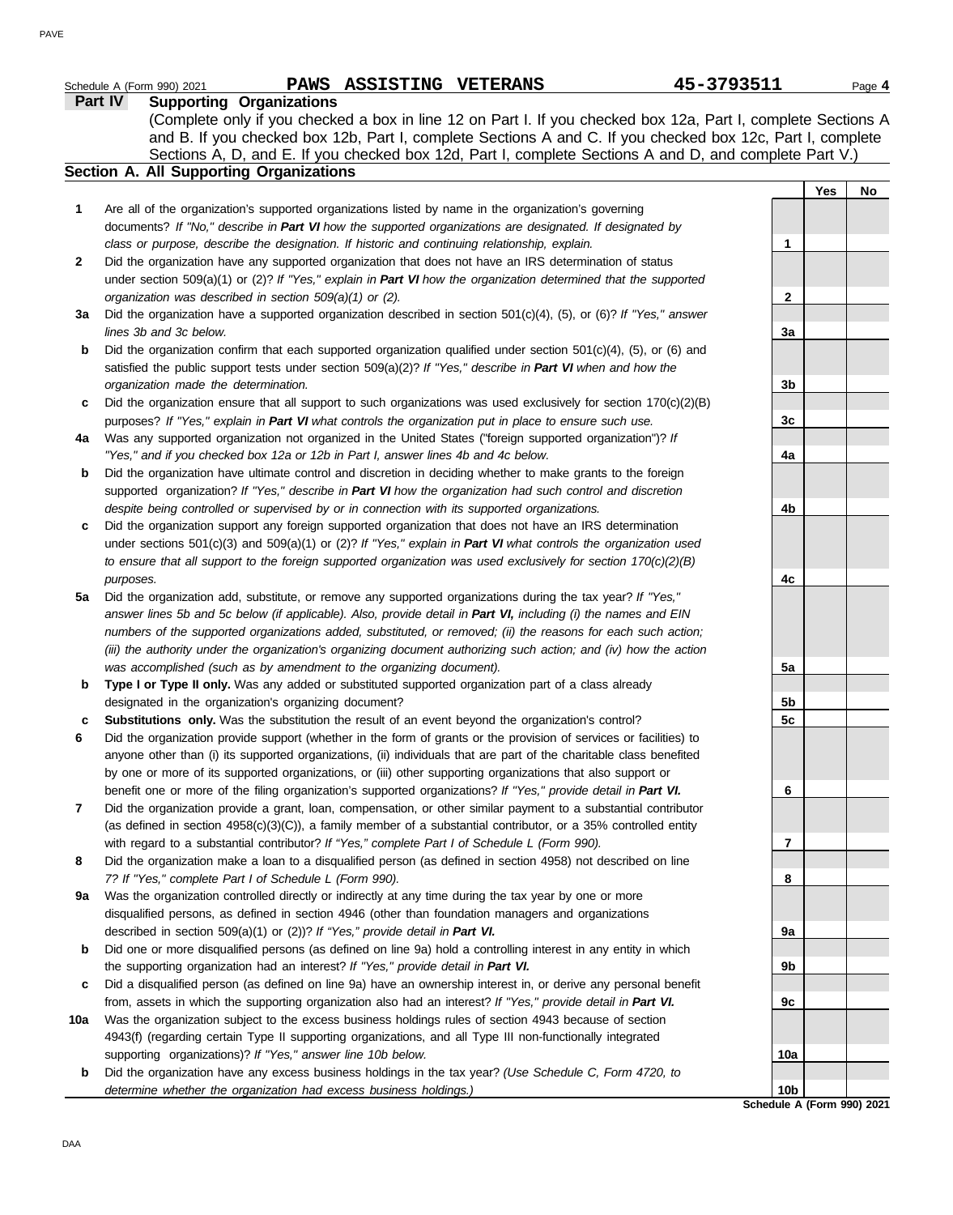Schedule A (Form 990) 2021 **PAWS ASSISTING VETERANS** **45-3793511** Page **4**

**Part IV Supporting Organizations**

(Complete only if you checked a box in line 12 on Part I. If you checked box 12a, Part I, complete Sections A and B. If you checked box 12b, Part I, complete Sections A and C. If you checked box 12c, Part I, complete Sections A, D, and E. If you checked box 12d, Part I, complete Sections A and D, and complete Part V.)

## Section A. All Supporting Organizations

| | | | Yes | No |
|---|---|---|---|---|
| **1** | Are all of the organization's supported organizations listed by name in the organization's governing documents? *If "No," describe in **Part VI** how the supported organizations are designated. If designated by class or purpose, describe the designation. If historic and continuing relationship, explain.* | 1 | | |
| **2** | Did the organization have any supported organization that does not have an IRS determination of status under section 509(a)(1) or (2)? *If "Yes," explain in **Part VI** how the organization determined that the supported organization was described in section 509(a)(1) or (2).* | 2 | | |
| **3a** | Did the organization have a supported organization described in section 501(c)(4), (5), or (6)? *If "Yes," answer lines 3b and 3c below.* | 3a | | |
| **b** | Did the organization confirm that each supported organization qualified under section 501(c)(4), (5), or (6) and satisfied the public support tests under section 509(a)(2)? *If "Yes," describe in **Part VI** when and how the organization made the determination.* | 3b | | |
| **c** | Did the organization ensure that all support to such organizations was used exclusively for section 170(c)(2)(B) purposes? *If "Yes," explain in **Part VI** what controls the organization put in place to ensure such use.* | 3c | | |
| **4a** | Was any supported organization not organized in the United States ("foreign supported organization")? *If "Yes," and if you checked box 12a or 12b in Part I, answer lines 4b and 4c below.* | 4a | | |
| **b** | Did the organization have ultimate control and discretion in deciding whether to make grants to the foreign supported organization? *If "Yes," describe in **Part VI** how the organization had such control and discretion despite being controlled or supervised by or in connection with its supported organizations.* | 4b | | |
| **c** | Did the organization support any foreign supported organization that does not have an IRS determination under sections 501(c)(3) and 509(a)(1) or (2)? *If "Yes," explain in **Part VI** what controls the organization used to ensure that all support to the foreign supported organization was used exclusively for section 170(c)(2)(B) purposes.* | 4c | | |
| **5a** | Did the organization add, substitute, or remove any supported organizations during the tax year? *If "Yes," answer lines 5b and 5c below (if applicable). Also, provide detail in **Part VI,** including (i) the names and EIN numbers of the supported organizations added, substituted, or removed; (ii) the reasons for each such action; (iii) the authority under the organization's organizing document authorizing such action; and (iv) how the action was accomplished (such as by amendment to the organizing document).* | 5a | | |
| **b** | **Type I or Type II only.** Was any added or substituted supported organization part of a class already designated in the organization's organizing document? | 5b | | |
| **c** | **Substitutions only.** Was the substitution the result of an event beyond the organization's control? | 5c | | |
| **6** | Did the organization provide support (whether in the form of grants or the provision of services or facilities) to anyone other than (i) its supported organizations, (ii) individuals that are part of the charitable class benefited by one or more of its supported organizations, or (iii) other supporting organizations that also support or benefit one or more of the filing organization's supported organizations? *If "Yes," provide detail in **Part VI.*** | 6 | | |
| **7** | Did the organization provide a grant, loan, compensation, or other similar payment to a substantial contributor (as defined in section 4958(c)(3)(C)), a family member of a substantial contributor, or a 35% controlled entity with regard to a substantial contributor? *If "Yes," complete Part I of Schedule L (Form 990).* | 7 | | |
| **8** | Did the organization make a loan to a disqualified person (as defined in section 4958) not described on line 7? *If "Yes," complete Part I of Schedule L (Form 990).* | 8 | | |
| **9a** | Was the organization controlled directly or indirectly at any time during the tax year by one or more disqualified persons, as defined in section 4946 (other than foundation managers and organizations described in section 509(a)(1) or (2))? *If "Yes," provide detail in **Part VI.*** | 9a | | |
| **b** | Did one or more disqualified persons (as defined on line 9a) hold a controlling interest in any entity in which the supporting organization had an interest? *If "Yes," provide detail in **Part VI.*** | 9b | | |
| **c** | Did a disqualified person (as defined on line 9a) have an ownership interest in, or derive any personal benefit from, assets in which the supporting organization also had an interest? *If "Yes," provide detail in **Part VI.*** | 9c | | |
| **10a** | Was the organization subject to the excess business holdings rules of section 4943 because of section 4943(f) (regarding certain Type II supporting organizations, and all Type III non-functionally integrated supporting organizations)? *If "Yes," answer line 10b below.* | 10a | | |
| **b** | Did the organization have any excess business holdings in the tax year? *(Use Schedule C, Form 4720, to determine whether the organization had excess business holdings.)* | 10b | | |

**Schedule A (Form 990) 2021**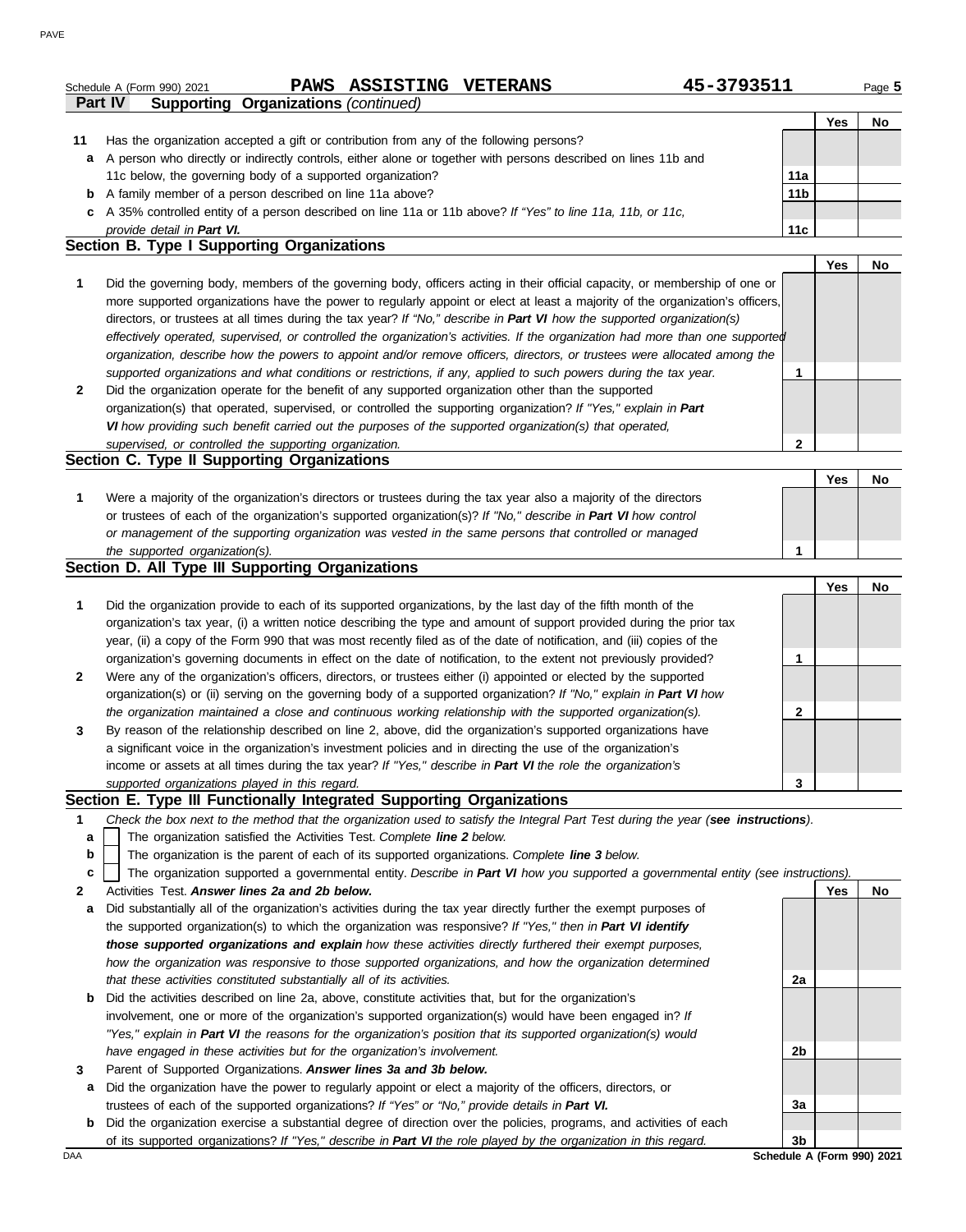Schedule A (Form 990) 2021 **PAWS ASSISTING VETERANS** 45-3793511

**Part IV Supporting Organizations** *(continued)*

| | | | Yes | No |
|---|---|---|---|---|
| **11** | Has the organization accepted a gift or contribution from any of the following persons? | | | |
| **a** | A person who directly or indirectly controls, either alone or together with persons described on lines 11b and 11c below, the governing body of a supported organization? | 11a | | |
| **b** | A family member of a person described on line 11a above? | 11b | | |
| **c** | A 35% controlled entity of a person described on line 11a or 11b above? *If "Yes" to line 11a, 11b, or 11c, provide detail in **Part VI.*** | 11c | | |

## Section B. Type I Supporting Organizations

| | | | Yes | No |
|---|---|---|---|---|
| **1** | Did the governing body, members of the governing body, officers acting in their official capacity, or membership of one or more supported organizations have the power to regularly appoint or elect at least a majority of the organization's officers, directors, or trustees at all times during the tax year? *If "No," describe in **Part VI** how the supported organization(s) effectively operated, supervised, or controlled the organization's activities. If the organization had more than one supported organization, describe how the powers to appoint and/or remove officers, directors, or trustees were allocated among the supported organizations and what conditions or restrictions, if any, applied to such powers during the tax year.* | 1 | | |
| **2** | Did the organization operate for the benefit of any supported organization other than the supported organization(s) that operated, supervised, or controlled the supporting organization? *If "Yes," explain in **Part VI** how providing such benefit carried out the purposes of the supported organization(s) that operated, supervised, or controlled the supporting organization.* | 2 | | |

## Section C. Type II Supporting Organizations

| | | | Yes | No |
|---|---|---|---|---|
| **1** | Were a majority of the organization's directors or trustees during the tax year also a majority of the directors or trustees of each of the organization's supported organization(s)? *If "No," describe in **Part VI** how control or management of the supporting organization was vested in the same persons that controlled or managed the supported organization(s).* | 1 | | |

## Section D. All Type III Supporting Organizations

| | | | Yes | No |
|---|---|---|---|---|
| **1** | Did the organization provide to each of its supported organizations, by the last day of the fifth month of the organization's tax year, (i) a written notice describing the type and amount of support provided during the prior tax year, (ii) a copy of the Form 990 that was most recently filed as of the date of notification, and (iii) copies of the organization's governing documents in effect on the date of notification, to the extent not previously provided? | 1 | | |
| **2** | Were any of the organization's officers, directors, or trustees either (i) appointed or elected by the supported organization(s) or (ii) serving on the governing body of a supported organization? *If "No," explain in **Part VI** how the organization maintained a close and continuous working relationship with the supported organization(s).* | 2 | | |
| **3** | By reason of the relationship described on line 2, above, did the organization's supported organizations have a significant voice in the organization's investment policies and in directing the use of the organization's income or assets at all times during the tax year? *If "Yes," describe in **Part VI** the role the organization's supported organizations played in this regard.* | 3 | | |

## Section E. Type III Functionally Integrated Supporting Organizations

**1** *Check the box next to the method that the organization used to satisfy the Integral Part Test during the year (**see instructions**).*

- **a** ☐ The organization satisfied the Activities Test. *Complete **line 2** below.*
- **b** ☐ The organization is the parent of each of its supported organizations. *Complete **line 3** below.*
- **c** ☐ The organization supported a governmental entity. *Describe in **Part VI** how you supported a governmental entity (see instructions).*

| | | | Yes | No |
|---|---|---|---|---|
| **2** | Activities Test. ***Answer lines 2a and 2b below.*** | | | |
| **a** | Did substantially all of the organization's activities during the tax year directly further the exempt purposes of the supported organization(s) to which the organization was responsive? *If "Yes," then in **Part VI identify those supported organizations and explain** how these activities directly furthered their exempt purposes, how the organization was responsive to those supported organizations, and how the organization determined that these activities constituted substantially all of its activities.* | 2a | | |
| **b** | Did the activities described on line 2a, above, constitute activities that, but for the organization's involvement, one or more of the organization's supported organization(s) would have been engaged in? *If "Yes," explain in **Part VI** the reasons for the organization's position that its supported organization(s) would have engaged in these activities but for the organization's involvement.* | 2b | | |
| **3** | Parent of Supported Organizations. ***Answer lines 3a and 3b below.*** | | | |
| **a** | Did the organization have the power to regularly appoint or elect a majority of the officers, directors, or trustees of each of the supported organizations? *If "Yes" or "No," provide details in **Part VI.*** | 3a | | |
| **b** | Did the organization exercise a substantial degree of direction over the policies, programs, and activities of each of its supported organizations? *If "Yes," describe in **Part VI** the role played by the organization in this regard.* | 3b | | |

Schedule A (Form 990) 2021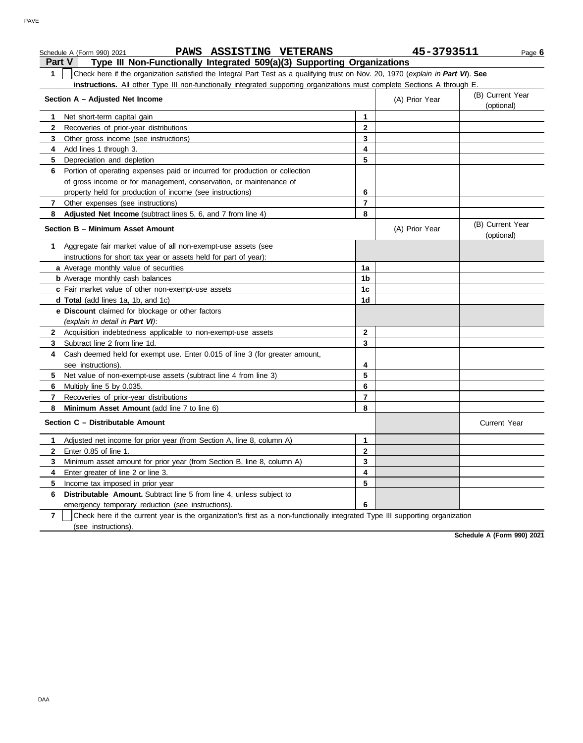Schedule A (Form 990) 2021 **PAWS ASSISTING VETERANS** 45-3793511 Page **6**

## Part V Type III Non-Functionally Integrated 509(a)(3) Supporting Organizations

**1** ☐ Check here if the organization satisfied the Integral Part Test as a qualifying trust on Nov. 20, 1970 (*explain in **Part VI***). **See instructions.** All other Type III non-functionally integrated supporting organizations must complete Sections A through E.

| **Section A – Adjusted Net Income** | | (A) Prior Year | (B) Current Year (optional) |
|---|---|---|---|
| **1** Net short-term capital gain | **1** | | |
| **2** Recoveries of prior-year distributions | **2** | | |
| **3** Other gross income (see instructions) | **3** | | |
| **4** Add lines 1 through 3. | **4** | | |
| **5** Depreciation and depletion | **5** | | |
| **6** Portion of operating expenses paid or incurred for production or collection of gross income or for management, conservation, or maintenance of property held for production of income (see instructions) | **6** | | |
| **7** Other expenses (see instructions) | **7** | | |
| **8** **Adjusted Net Income** (subtract lines 5, 6, and 7 from line 4) | **8** | | |

| **Section B – Minimum Asset Amount** | | (A) Prior Year | (B) Current Year (optional) |
|---|---|---|---|
| **1** Aggregate fair market value of all non-exempt-use assets (see instructions for short tax year or assets held for part of year): | | | |
| **a** Average monthly value of securities | **1a** | | |
| **b** Average monthly cash balances | **1b** | | |
| **c** Fair market value of other non-exempt-use assets | **1c** | | |
| **d Total** (add lines 1a, 1b, and 1c) | **1d** | | |
| **e Discount** claimed for blockage or other factors (*explain in detail in **Part VI***): | | | |
| **2** Acquisition indebtedness applicable to non-exempt-use assets | **2** | | |
| **3** Subtract line 2 from line 1d. | **3** | | |
| **4** Cash deemed held for exempt use. Enter 0.015 of line 3 (for greater amount, see instructions). | **4** | | |
| **5** Net value of non-exempt-use assets (subtract line 4 from line 3) | **5** | | |
| **6** Multiply line 5 by 0.035. | **6** | | |
| **7** Recoveries of prior-year distributions | **7** | | |
| **8** **Minimum Asset Amount** (add line 7 to line 6) | **8** | | |

| **Section C – Distributable Amount** | | | Current Year |
|---|---|---|---|
| **1** Adjusted net income for prior year (from Section A, line 8, column A) | **1** | | |
| **2** Enter 0.85 of line 1. | **2** | | |
| **3** Minimum asset amount for prior year (from Section B, line 8, column A) | **3** | | |
| **4** Enter greater of line 2 or line 3. | **4** | | |
| **5** Income tax imposed in prior year | **5** | | |
| **6** **Distributable Amount.** Subtract line 5 from line 4, unless subject to emergency temporary reduction (see instructions). | **6** | | |

**7** ☐ Check here if the current year is the organization's first as a non-functionally integrated Type III supporting organization (see instructions).

**Schedule A (Form 990) 2021**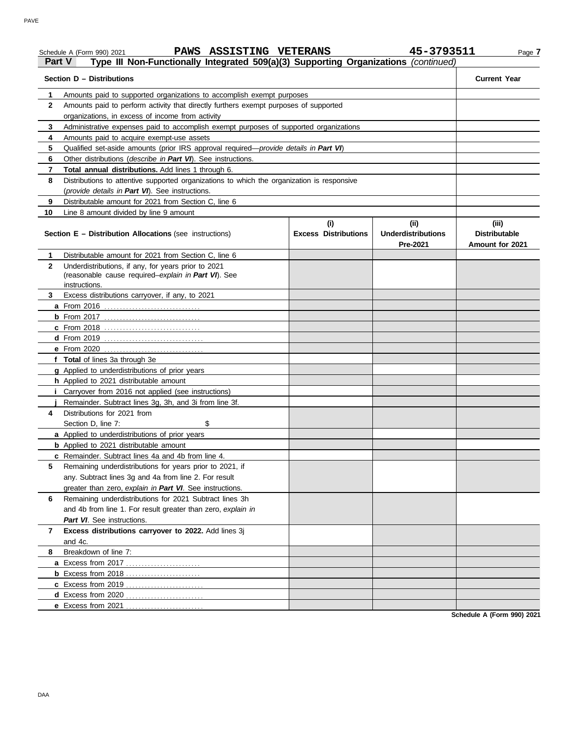Schedule A (Form 990) 2021 **PAWS ASSISTING VETERANS** **45-3793511** Page **7**

## Part V Type III Non-Functionally Integrated 509(a)(3) Supporting Organizations *(continued)*

| Section D – Distributions | | Current Year |
|---|---|---|
| **1** | Amounts paid to supported organizations to accomplish exempt purposes | |
| **2** | Amounts paid to perform activity that directly furthers exempt purposes of supported organizations, in excess of income from activity | |
| **3** | Administrative expenses paid to accomplish exempt purposes of supported organizations | |
| **4** | Amounts paid to acquire exempt-use assets | |
| **5** | Qualified set-aside amounts (prior IRS approval required—*provide details in **Part VI***) | |
| **6** | Other distributions (*describe in **Part VI***). See instructions. | |
| **7** | **Total annual distributions.** Add lines 1 through 6. | |
| **8** | Distributions to attentive supported organizations to which the organization is responsive (*provide details in **Part VI***). See instructions. | |
| **9** | Distributable amount for 2021 from Section C, line 6 | |
| **10** | Line 8 amount divided by line 9 amount | |

| | Section E – Distribution Allocations (see instructions) | (i) Excess Distributions | (ii) Underdistributions Pre-2021 | (iii) Distributable Amount for 2021 |
|---|---|---|---|---|
| **1** | Distributable amount for 2021 from Section C, line 6 | | | |
| **2** | Underdistributions, if any, for years prior to 2021 (reasonable cause required–*explain in **Part VI***). See instructions. | | | |
| **3** | Excess distributions carryover, if any, to 2021 | | | |
| **a** | From 2016 | | | |
| **b** | From 2017 | | | |
| **c** | From 2018 | | | |
| **d** | From 2019 | | | |
| **e** | From 2020 | | | |
| **f** | **Total** of lines 3a through 3e | | | |
| **g** | Applied to underdistributions of prior years | | | |
| **h** | Applied to 2021 distributable amount | | | |
| **i** | Carryover from 2016 not applied (see instructions) | | | |
| **j** | Remainder. Subtract lines 3g, 3h, and 3i from line 3f. | | | |
| **4** | Distributions for 2021 from Section D, line 7: $ | | | |
| **a** | Applied to underdistributions of prior years | | | |
| **b** | Applied to 2021 distributable amount | | | |
| **c** | Remainder. Subtract lines 4a and 4b from line 4. | | | |
| **5** | Remaining underdistributions for years prior to 2021, if any. Subtract lines 3g and 4a from line 2. For result greater than zero, *explain in **Part VI***. See instructions. | | | |
| **6** | Remaining underdistributions for 2021 Subtract lines 3h and 4b from line 1. For result greater than zero, *explain in **Part VI***. See instructions. | | | |
| **7** | **Excess distributions carryover to 2022.** Add lines 3j and 4c. | | | |
| **8** | Breakdown of line 7: | | | |
| **a** | Excess from 2017 | | | |
| **b** | Excess from 2018 | | | |
| **c** | Excess from 2019 | | | |
| **d** | Excess from 2020 | | | |
| **e** | Excess from 2021 | | | |

**Schedule A (Form 990) 2021**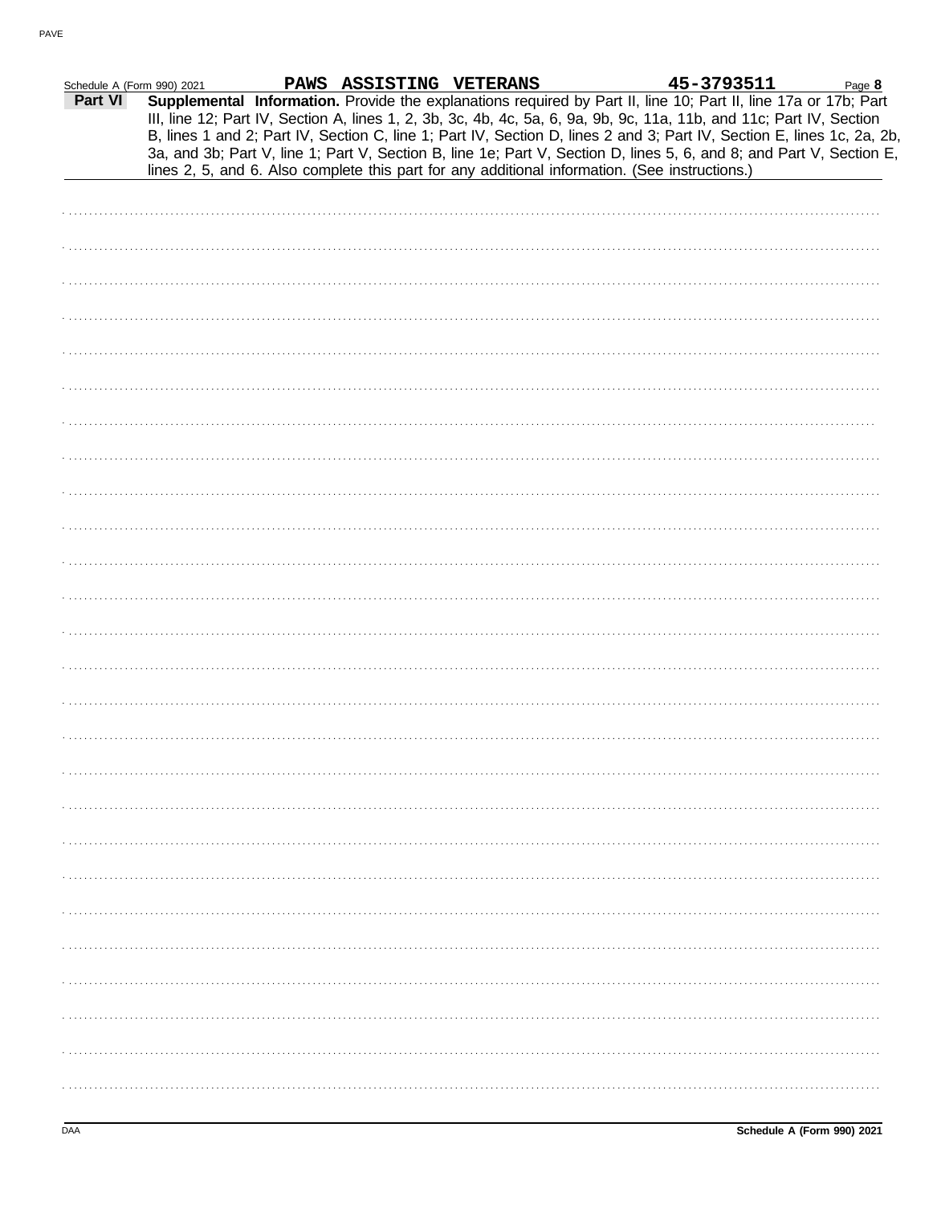Schedule A (Form 990) 2021 **PAWS ASSISTING VETERANS** **45-3793511** Page **8**

**Part VI** **Supplemental Information.** Provide the explanations required by Part II, line 10; Part II, line 17a or 17b; Part III, line 12; Part IV, Section A, lines 1, 2, 3b, 3c, 4b, 4c, 5a, 6, 9a, 9b, 9c, 11a, 11b, and 11c; Part IV, Section B, lines 1 and 2; Part IV, Section C, line 1; Part IV, Section D, lines 2 and 3; Part IV, Section E, lines 1c, 2a, 2b, 3a, and 3b; Part V, line 1; Part V, Section B, line 1e; Part V, Section D, lines 5, 6, and 8; and Part V, Section E, lines 2, 5, and 6. Also complete this part for any additional information. (See instructions.)

DAA **Schedule A (Form 990) 2021**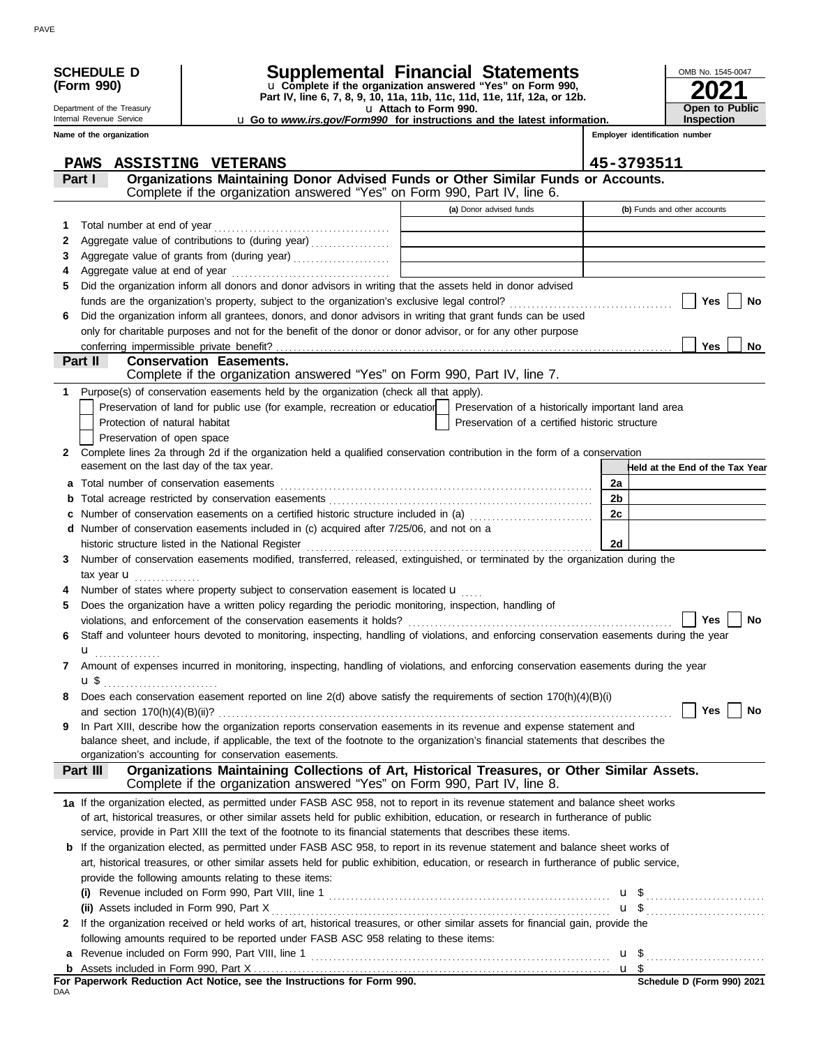**SCHEDULE D (Form 990)**

Department of the Treasury
Internal Revenue Service

# Supplemental Financial Statements

u Complete if the organization answered "Yes" on Form 990, Part IV, line 6, 7, 8, 9, 10, 11a, 11b, 11c, 11d, 11e, 11f, 12a, or 12b.
u Attach to Form 990.
u Go to *www.irs.gov/Form990* for instructions and the latest information.

OMB No. 1545-0047

**2021**

**Open to Public Inspection**

Name of the organization: PAWS ASSISTING VETERANS

Employer identification number: 45-3793511

## Part I — Organizations Maintaining Donor Advised Funds or Other Similar Funds or Accounts.

Complete if the organization answered "Yes" on Form 990, Part IV, line 6.

| | | (a) Donor advised funds | (b) Funds and other accounts |
|---|---|---|---|
| 1 | Total number at end of year | | |
| 2 | Aggregate value of contributions to (during year) | | |
| 3 | Aggregate value of grants from (during year) | | |
| 4 | Aggregate value at end of year | | |

5 Did the organization inform all donors and donor advisors in writing that the assets held in donor advised funds are the organization's property, subject to the organization's exclusive legal control? ☐ Yes ☐ No

6 Did the organization inform all grantees, donors, and donor advisors in writing that grant funds can be used only for charitable purposes and not for the benefit of the donor or donor advisor, or for any other purpose conferring impermissible private benefit? ☐ Yes ☐ No

## Part II — Conservation Easements.

Complete if the organization answered "Yes" on Form 990, Part IV, line 7.

1 Purpose(s) of conservation easements held by the organization (check all that apply).

- ☐ Preservation of land for public use (for example, recreation or education)
- ☐ Preservation of a historically important land area
- ☐ Protection of natural habitat
- ☐ Preservation of a certified historic structure
- ☐ Preservation of open space

2 Complete lines 2a through 2d if the organization held a qualified conservation contribution in the form of a conservation easement on the last day of the tax year.

| | | | Held at the End of the Tax Year |
|---|---|---|---|
| a | Total number of conservation easements | 2a | |
| b | Total acreage restricted by conservation easements | 2b | |
| c | Number of conservation easements on a certified historic structure included in (a) | 2c | |
| d | Number of conservation easements included in (c) acquired after 7/25/06, and not on a historic structure listed in the National Register | 2d | |

3 Number of conservation easements modified, transferred, released, extinguished, or terminated by the organization during the tax year u

4 Number of states where property subject to conservation easement is located u

5 Does the organization have a written policy regarding the periodic monitoring, inspection, handling of violations, and enforcement of the conservation easements it holds? ☐ Yes ☐ No

6 Staff and volunteer hours devoted to monitoring, inspecting, handling of violations, and enforcing conservation easements during the year u

7 Amount of expenses incurred in monitoring, inspecting, handling of violations, and enforcing conservation easements during the year u $

8 Does each conservation easement reported on line 2(d) above satisfy the requirements of section 170(h)(4)(B)(i) and section 170(h)(4)(B)(ii)? ☐ Yes ☐ No

9 In Part XIII, describe how the organization reports conservation easements in its revenue and expense statement and balance sheet, and include, if applicable, the text of the footnote to the organization's financial statements that describes the organization's accounting for conservation easements.

## Part III — Organizations Maintaining Collections of Art, Historical Treasures, or Other Similar Assets.

Complete if the organization answered "Yes" on Form 990, Part IV, line 8.

1a If the organization elected, as permitted under FASB ASC 958, not to report in its revenue statement and balance sheet works of art, historical treasures, or other similar assets held for public exhibition, education, or research in furtherance of public service, provide in Part XIII the text of the footnote to its financial statements that describes these items.

b If the organization elected, as permitted under FASB ASC 958, to report in its revenue statement and balance sheet works of art, historical treasures, or other similar assets held for public exhibition, education, or research in furtherance of public service, provide the following amounts relating to these items:

(i) Revenue included on Form 990, Part VIII, line 1 u $

(ii) Assets included in Form 990, Part X u $

2 If the organization received or held works of art, historical treasures, or other similar assets for financial gain, provide the following amounts required to be reported under FASB ASC 958 relating to these items:

a Revenue included on Form 990, Part VIII, line 1 u $

b Assets included in Form 990, Part X u $

**For Paperwork Reduction Act Notice, see the Instructions for Form 990.**

**Schedule D (Form 990) 2021**

DAA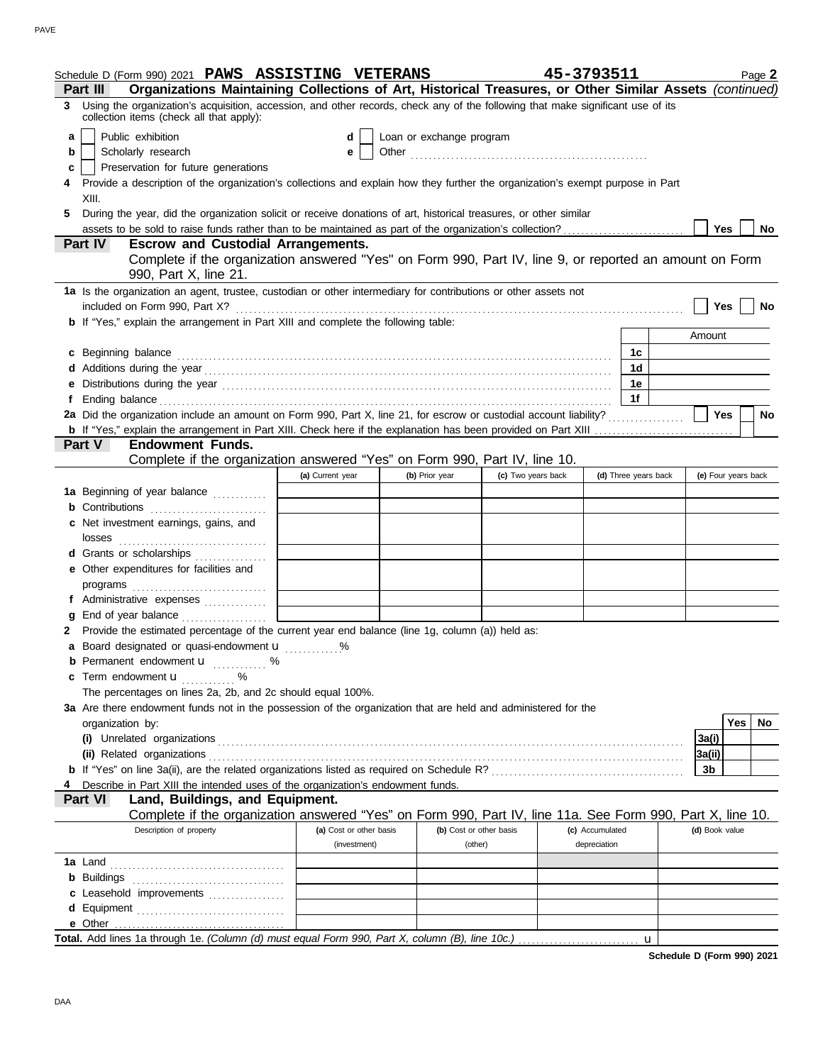Schedule D (Form 990) 2021 **PAWS ASSISTING VETERANS** **45-3793511** Page **2**

## Part III Organizations Maintaining Collections of Art, Historical Treasures, or Other Similar Assets *(continued)*

**3** Using the organization's acquisition, accession, and other records, check any of the following that make significant use of its collection items (check all that apply):

- **a** ☐ Public exhibition
- **b** ☐ Scholarly research
- **c** ☐ Preservation for future generations
- **d** ☐ Loan or exchange program
- **e** ☐ Other ....................

**4** Provide a description of the organization's collections and explain how they further the organization's exempt purpose in Part XIII.

**5** During the year, did the organization solicit or receive donations of art, historical treasures, or other similar assets to be sold to raise funds rather than to be maintained as part of the organization's collection? ☐ Yes ☐ No

## Part IV Escrow and Custodial Arrangements.

Complete if the organization answered "Yes" on Form 990, Part IV, line 9, or reported an amount on Form 990, Part X, line 21.

**1a** Is the organization an agent, trustee, custodian or other intermediary for contributions or other assets not included on Form 990, Part X? ☐ Yes ☐ No

**b** If "Yes," explain the arrangement in Part XIII and complete the following table:

| | | Amount |
|---|---|---|
| **c** Beginning balance | 1c | |
| **d** Additions during the year | 1d | |
| **e** Distributions during the year | 1e | |
| **f** Ending balance | 1f | |

**2a** Did the organization include an amount on Form 990, Part X, line 21, for escrow or custodial account liability? ☐ Yes ☐ No

**b** If "Yes," explain the arrangement in Part XIII. Check here if the explanation has been provided on Part XIII ☐

## Part V Endowment Funds.

Complete if the organization answered "Yes" on Form 990, Part IV, line 10.

| | (a) Current year | (b) Prior year | (c) Two years back | (d) Three years back | (e) Four years back |
|---|---|---|---|---|---|
| **1a** Beginning of year balance | | | | | |
| **b** Contributions | | | | | |
| **c** Net investment earnings, gains, and losses | | | | | |
| **d** Grants or scholarships | | | | | |
| **e** Other expenditures for facilities and programs | | | | | |
| **f** Administrative expenses | | | | | |
| **g** End of year balance | | | | | |

**2** Provide the estimated percentage of the current year end balance (line 1g, column (a)) held as:

- **a** Board designated or quasi-endowment ........ %
- **b** Permanent endowment ........ %
- **c** Term endowment ........ %

The percentages on lines 2a, 2b, and 2c should equal 100%.

**3a** Are there endowment funds not in the possession of the organization that are held and administered for the organization by:

| | | Yes | No |
|---|---|---|---|
| **(i)** Unrelated organizations | 3a(i) | | |
| **(ii)** Related organizations | 3a(ii) | | |
| **b** If "Yes" on line 3a(ii), are the related organizations listed as required on Schedule R? | 3b | | |

**4** Describe in Part XIII the intended uses of the organization's endowment funds.

## Part VI Land, Buildings, and Equipment.

Complete if the organization answered "Yes" on Form 990, Part IV, line 11a. See Form 990, Part X, line 10.

| Description of property | (a) Cost or other basis (investment) | (b) Cost or other basis (other) | (c) Accumulated depreciation | (d) Book value |
|---|---|---|---|---|
| **1a** Land | | | | |
| **b** Buildings | | | | |
| **c** Leasehold improvements | | | | |
| **d** Equipment | | | | |
| **e** Other | | | | |

**Total.** Add lines 1a through 1e. *(Column (d) must equal Form 990, Part X, column (B), line 10c.)*

**Schedule D (Form 990) 2021**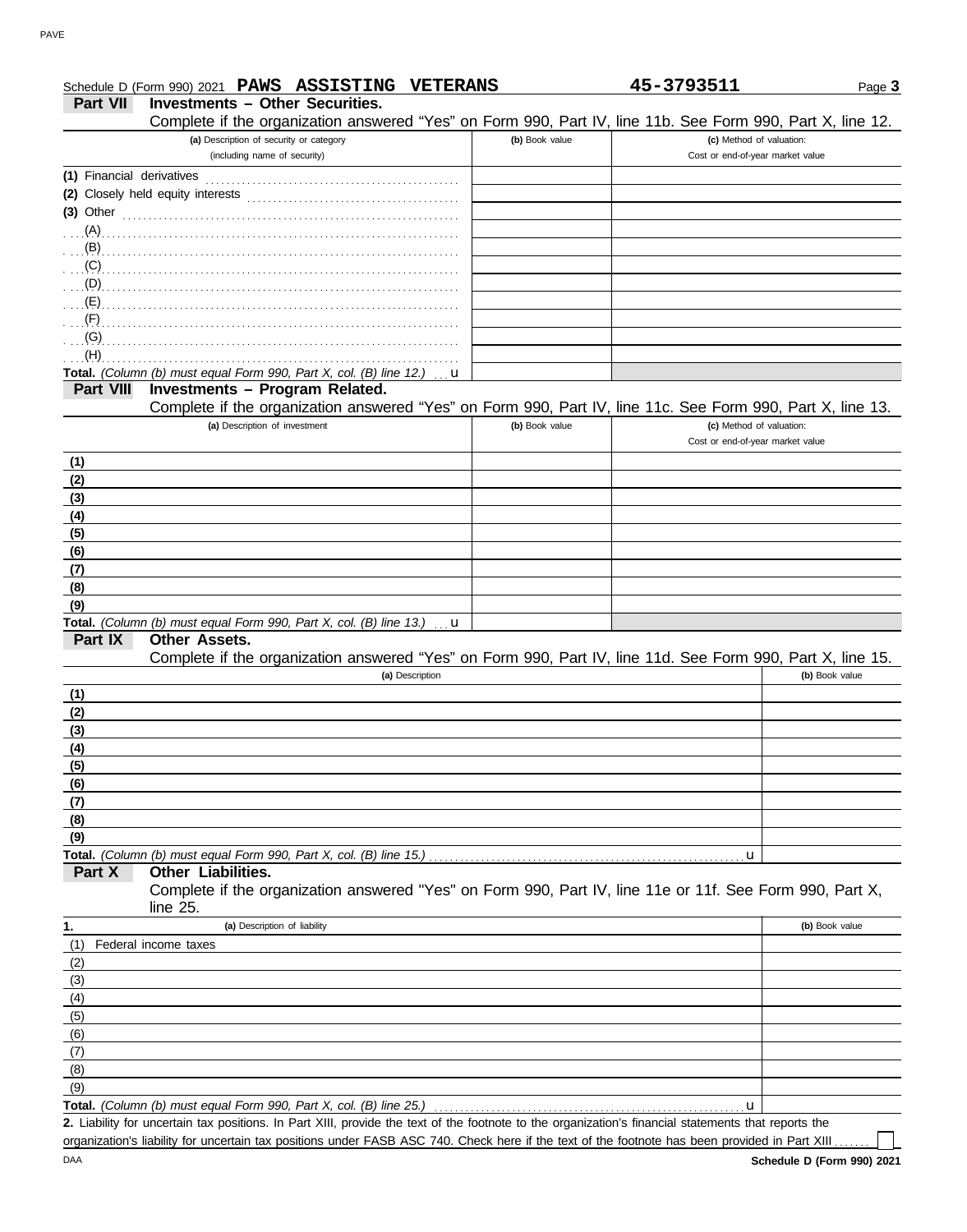Schedule D (Form 990) 2021 **PAWS ASSISTING VETERANS** **45-3793511** Page **3**

## Part VII Investments – Other Securities.

Complete if the organization answered "Yes" on Form 990, Part IV, line 11b. See Form 990, Part X, line 12.

| (a) Description of security or category (including name of security) | (b) Book value | (c) Method of valuation: Cost or end-of-year market value |
|---|---|---|
| (1) Financial derivatives | | |
| (2) Closely held equity interests | | |
| (3) Other | | |
| (A) | | |
| (B) | | |
| (C) | | |
| (D) | | |
| (E) | | |
| (F) | | |
| (G) | | |
| (H) | | |
| **Total.** *(Column (b) must equal Form 990, Part X, col. (B) line 12.)* u | | |

## Part VIII Investments – Program Related.

Complete if the organization answered "Yes" on Form 990, Part IV, line 11c. See Form 990, Part X, line 13.

| (a) Description of investment | (b) Book value | (c) Method of valuation: Cost or end-of-year market value |
|---|---|---|
| (1) | | |
| (2) | | |
| (3) | | |
| (4) | | |
| (5) | | |
| (6) | | |
| (7) | | |
| (8) | | |
| (9) | | |
| **Total.** *(Column (b) must equal Form 990, Part X, col. (B) line 13.)* u | | |

## Part IX Other Assets.

Complete if the organization answered "Yes" on Form 990, Part IV, line 11d. See Form 990, Part X, line 15.

| (a) Description | (b) Book value |
|---|---|
| (1) | |
| (2) | |
| (3) | |
| (4) | |
| (5) | |
| (6) | |
| (7) | |
| (8) | |
| (9) | |
| **Total.** *(Column (b) must equal Form 990, Part X, col. (B) line 15.)* u | |

## Part X Other Liabilities.

Complete if the organization answered "Yes" on Form 990, Part IV, line 11e or 11f. See Form 990, Part X, line 25.

| 1. (a) Description of liability | (b) Book value |
|---|---|
| (1) Federal income taxes | |
| (2) | |
| (3) | |
| (4) | |
| (5) | |
| (6) | |
| (7) | |
| (8) | |
| (9) | |
| **Total.** *(Column (b) must equal Form 990, Part X, col. (B) line 25.)* u | |

**2.** Liability for uncertain tax positions. In Part XIII, provide the text of the footnote to the organization's financial statements that reports the organization's liability for uncertain tax positions under FASB ASC 740. Check here if the text of the footnote has been provided in Part XIII ☐

DAA **Schedule D (Form 990) 2021**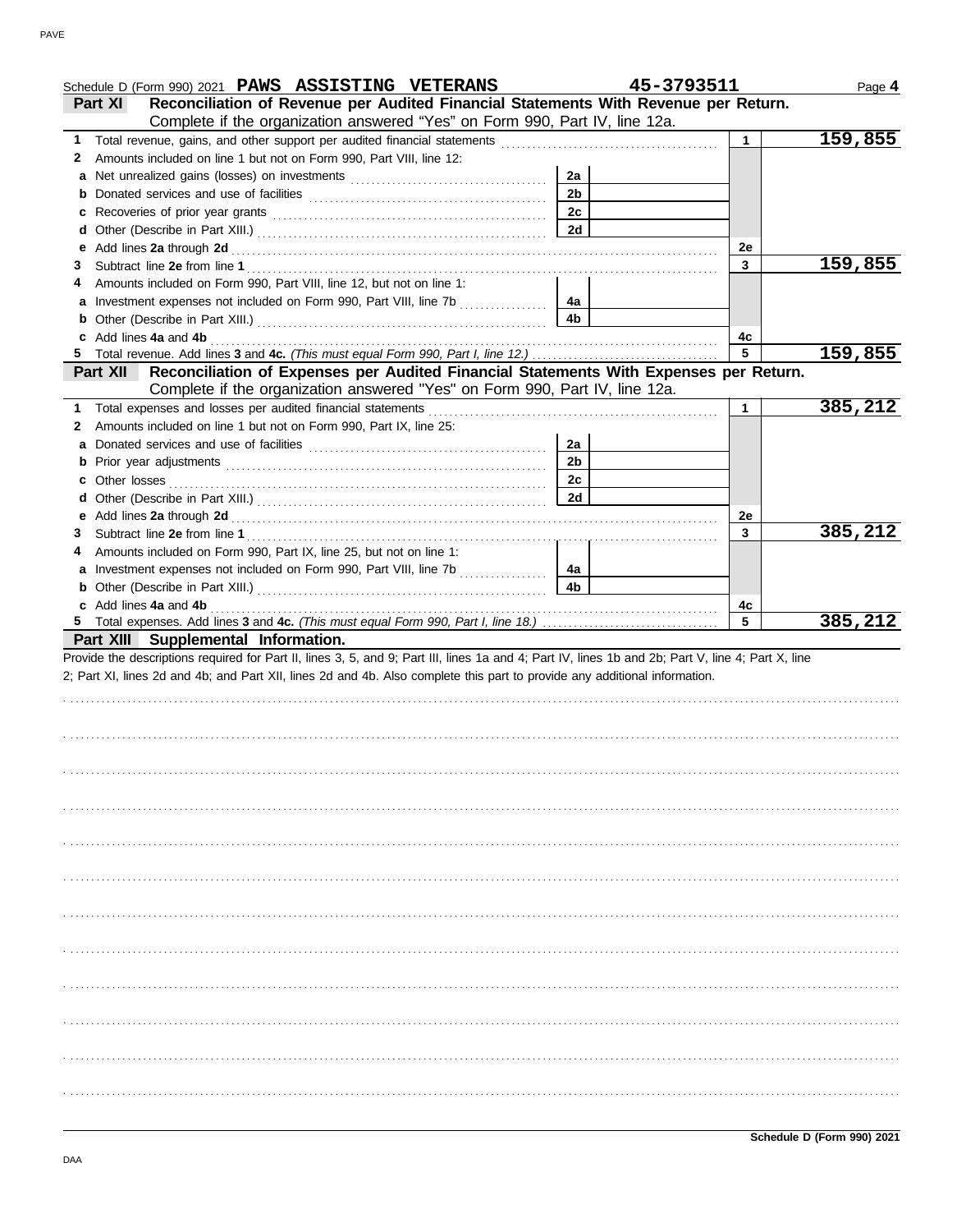Schedule D (Form 990) 2021 **PAWS ASSISTING VETERANS** **45-3793511** Page **4**

**Part XI Reconciliation of Revenue per Audited Financial Statements With Revenue per Return.**
Complete if the organization answered "Yes" on Form 990, Part IV, line 12a.

| | | | | | |
|---|---|---|---|---|---|
| **1** | Total revenue, gains, and other support per audited financial statements | | | 1 | 159,855 |
| **2** | Amounts included on line 1 but not on Form 990, Part VIII, line 12: | | | | |
| **a** | Net unrealized gains (losses) on investments | 2a | | | |
| **b** | Donated services and use of facilities | 2b | | | |
| **c** | Recoveries of prior year grants | 2c | | | |
| **d** | Other (Describe in Part XIII.) | 2d | | | |
| **e** | Add lines **2a** through **2d** | | | 2e | |
| **3** | Subtract line **2e** from line **1** | | | 3 | 159,855 |
| **4** | Amounts included on Form 990, Part VIII, line 12, but not on line 1: | | | | |
| **a** | Investment expenses not included on Form 990, Part VIII, line 7b | 4a | | | |
| **b** | Other (Describe in Part XIII.) | 4b | | | |
| **c** | Add lines **4a** and **4b** | | | 4c | |
| **5** | Total revenue. Add lines **3** and **4c.** *(This must equal Form 990, Part I, line 12.)* | | | 5 | 159,855 |

**Part XII Reconciliation of Expenses per Audited Financial Statements With Expenses per Return.**
Complete if the organization answered "Yes" on Form 990, Part IV, line 12a.

| | | | | | |
|---|---|---|---|---|---|
| **1** | Total expenses and losses per audited financial statements | | | 1 | 385,212 |
| **2** | Amounts included on line 1 but not on Form 990, Part IX, line 25: | | | | |
| **a** | Donated services and use of facilities | 2a | | | |
| **b** | Prior year adjustments | 2b | | | |
| **c** | Other losses | 2c | | | |
| **d** | Other (Describe in Part XIII.) | 2d | | | |
| **e** | Add lines **2a** through **2d** | | | 2e | |
| **3** | Subtract line **2e** from line **1** | | | 3 | 385,212 |
| **4** | Amounts included on Form 990, Part IX, line 25, but not on line 1: | | | | |
| **a** | Investment expenses not included on Form 990, Part VIII, line 7b | 4a | | | |
| **b** | Other (Describe in Part XIII.) | 4b | | | |
| **c** | Add lines **4a** and **4b** | | | 4c | |
| **5** | Total expenses. Add lines **3** and **4c.** *(This must equal Form 990, Part I, line 18.)* | | | 5 | 385,212 |

**Part XIII Supplemental Information.**

Provide the descriptions required for Part II, lines 3, 5, and 9; Part III, lines 1a and 4; Part IV, lines 1b and 2b; Part V, line 4; Part X, line 2; Part XI, lines 2d and 4b; and Part XII, lines 2d and 4b. Also complete this part to provide any additional information.

Schedule D (Form 990) 2021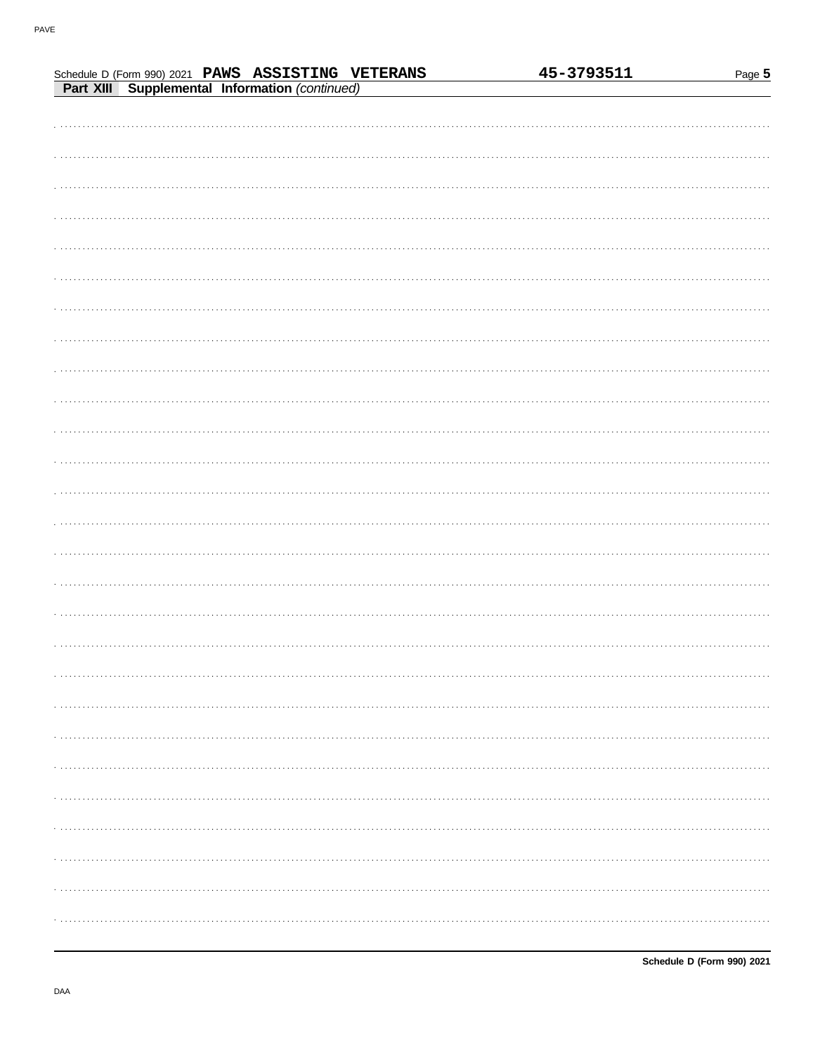Schedule D (Form 990) 2021 **PAWS ASSISTING VETERANS** **45-3793511**

**Part XIII Supplemental Information** *(continued)*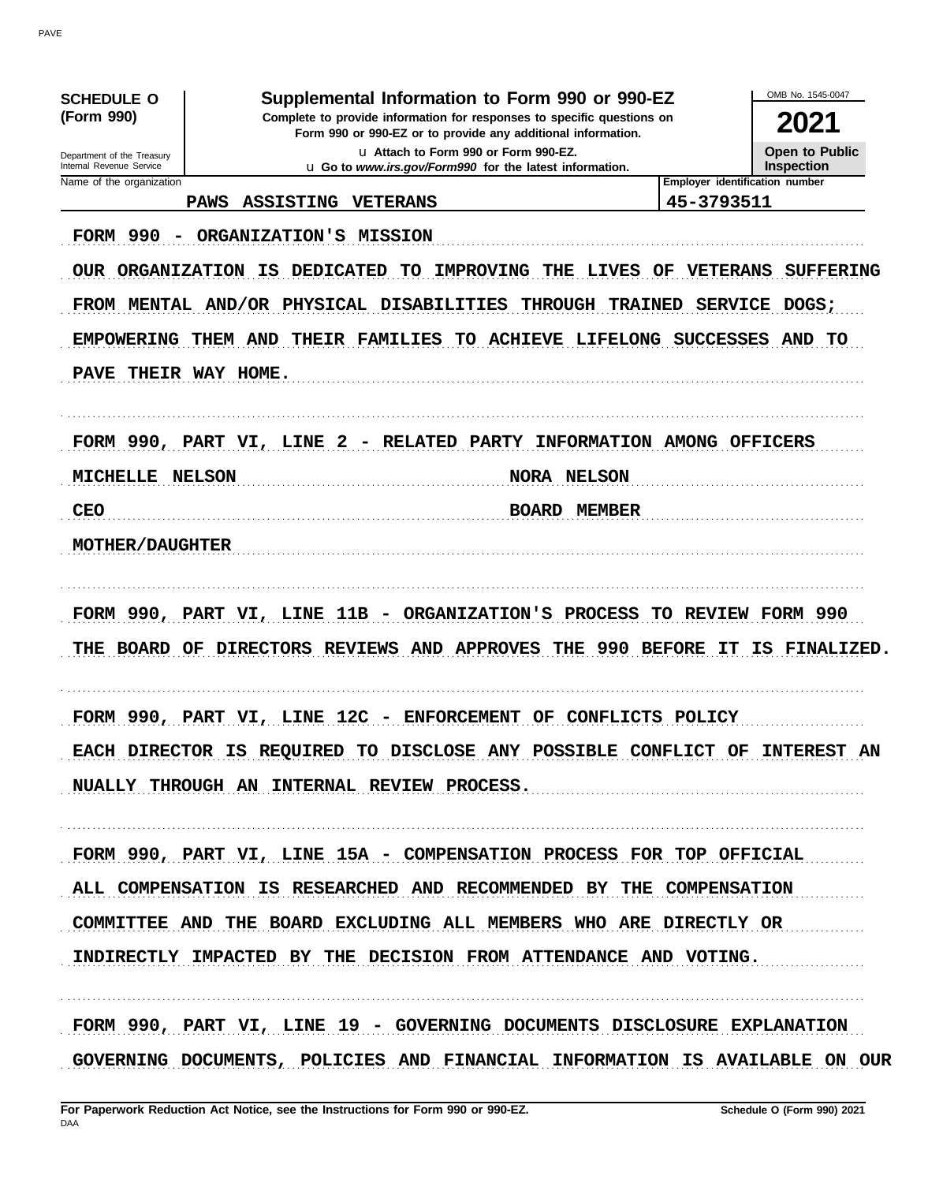**SCHEDULE O (Form 990)**

Department of the Treasury
Internal Revenue Service

# Supplemental Information to Form 990 or 990-EZ

**Complete to provide information for responses to specific questions on Form 990 or 990-EZ or to provide any additional information.**

u Attach to Form 990 or Form 990-EZ.
u Go to *www.irs.gov/Form990* for the latest information.

OMB No. 1545-0047

**2021**

**Open to Public Inspection**

Name of the organization: PAWS ASSISTING VETERANS

Employer identification number: 45-3793511

FORM 990 - ORGANIZATION'S MISSION

OUR ORGANIZATION IS DEDICATED TO IMPROVING THE LIVES OF VETERANS SUFFERING FROM MENTAL AND/OR PHYSICAL DISABILITIES THROUGH TRAINED SERVICE DOGS; EMPOWERING THEM AND THEIR FAMILIES TO ACHIEVE LIFELONG SUCCESSES AND TO PAVE THEIR WAY HOME.

FORM 990, PART VI, LINE 2 - RELATED PARTY INFORMATION AMONG OFFICERS

| | |
|---|---|
| MICHELLE NELSON | NORA NELSON |
| CEO | BOARD MEMBER |
| MOTHER/DAUGHTER | |

FORM 990, PART VI, LINE 11B - ORGANIZATION'S PROCESS TO REVIEW FORM 990

THE BOARD OF DIRECTORS REVIEWS AND APPROVES THE 990 BEFORE IT IS FINALIZED.

FORM 990, PART VI, LINE 12C - ENFORCEMENT OF CONFLICTS POLICY

EACH DIRECTOR IS REQUIRED TO DISCLOSE ANY POSSIBLE CONFLICT OF INTEREST AN NUALLY THROUGH AN INTERNAL REVIEW PROCESS.

FORM 990, PART VI, LINE 15A - COMPENSATION PROCESS FOR TOP OFFICIAL

ALL COMPENSATION IS RESEARCHED AND RECOMMENDED BY THE COMPENSATION COMMITTEE AND THE BOARD EXCLUDING ALL MEMBERS WHO ARE DIRECTLY OR INDIRECTLY IMPACTED BY THE DECISION FROM ATTENDANCE AND VOTING.

FORM 990, PART VI, LINE 19 - GOVERNING DOCUMENTS DISCLOSURE EXPLANATION

GOVERNING DOCUMENTS, POLICIES AND FINANCIAL INFORMATION IS AVAILABLE ON OUR

**For Paperwork Reduction Act Notice, see the Instructions for Form 990 or 990-EZ.**

DAA

**Schedule O (Form 990) 2021**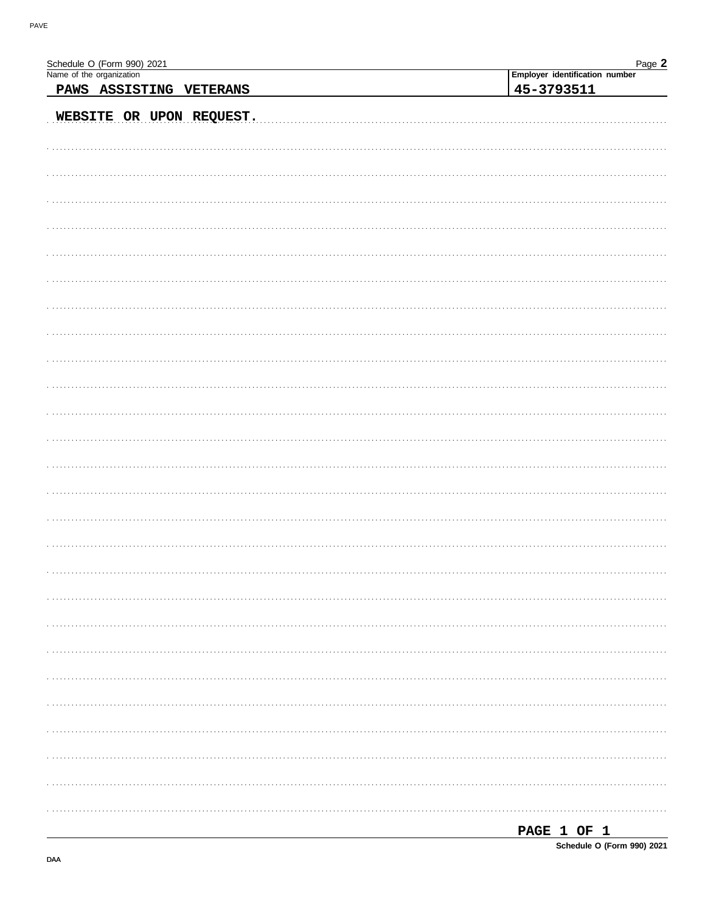Schedule O (Form 990) 2021

Name of the organization: **PAWS ASSISTING VETERANS**

Employer identification number: **45-3793511**

WEBSITE OR UPON REQUEST.

PAGE 1 OF 1

Schedule O (Form 990) 2021